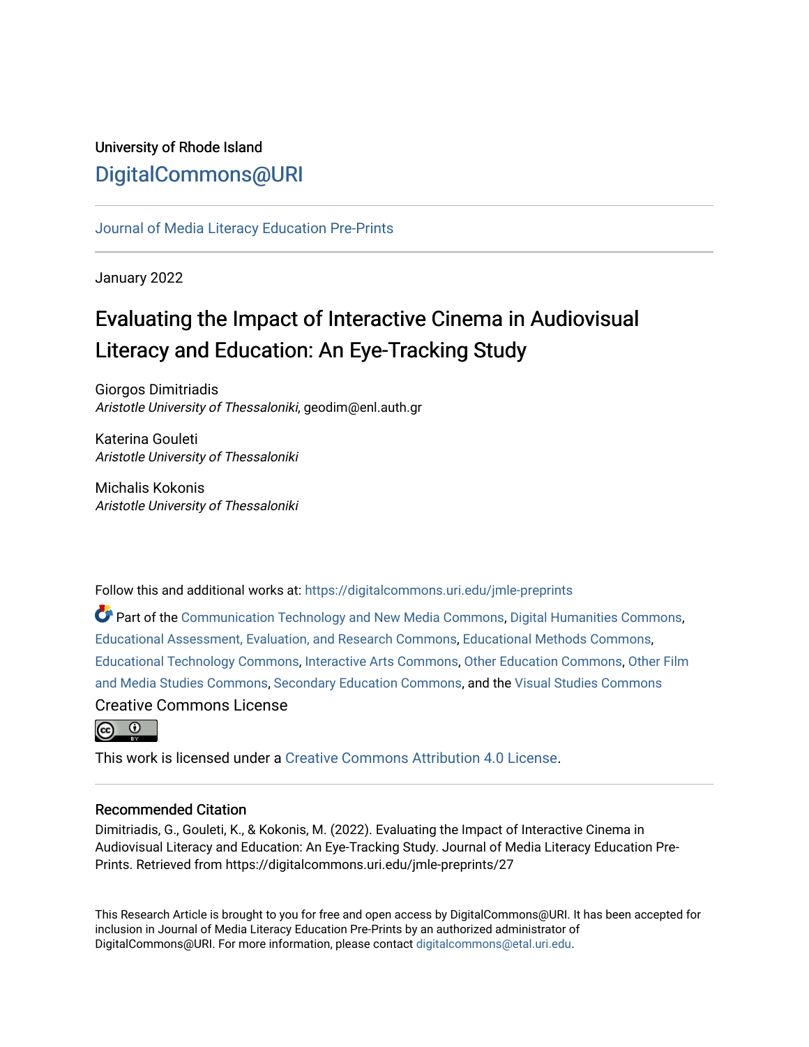University of Rhode Island

DigitalCommons@URI

Journal of Media Literacy Education Pre-Prints

January 2022

# Evaluating the Impact of Interactive Cinema in Audiovisual Literacy and Education: An Eye-Tracking Study

Giorgos Dimitriadis
*Aristotle University of Thessaloniki*, geodim@enl.auth.gr

Katerina Gouleti
*Aristotle University of Thessaloniki*

Michalis Kokonis
*Aristotle University of Thessaloniki*

Follow this and additional works at: https://digitalcommons.uri.edu/jmle-preprints

Part of the Communication Technology and New Media Commons, Digital Humanities Commons, Educational Assessment, Evaluation, and Research Commons, Educational Methods Commons, Educational Technology Commons, Interactive Arts Commons, Other Education Commons, Other Film and Media Studies Commons, Secondary Education Commons, and the Visual Studies Commons

Creative Commons License

This work is licensed under a Creative Commons Attribution 4.0 License.

## Recommended Citation

Dimitriadis, G., Gouleti, K., & Kokonis, M. (2022). Evaluating the Impact of Interactive Cinema in Audiovisual Literacy and Education: An Eye-Tracking Study. Journal of Media Literacy Education Pre-Prints. Retrieved from https://digitalcommons.uri.edu/jmle-preprints/27

This Research Article is brought to you for free and open access by DigitalCommons@URI. It has been accepted for inclusion in Journal of Media Literacy Education Pre-Prints by an authorized administrator of DigitalCommons@URI. For more information, please contact digitalcommons@etal.uri.edu.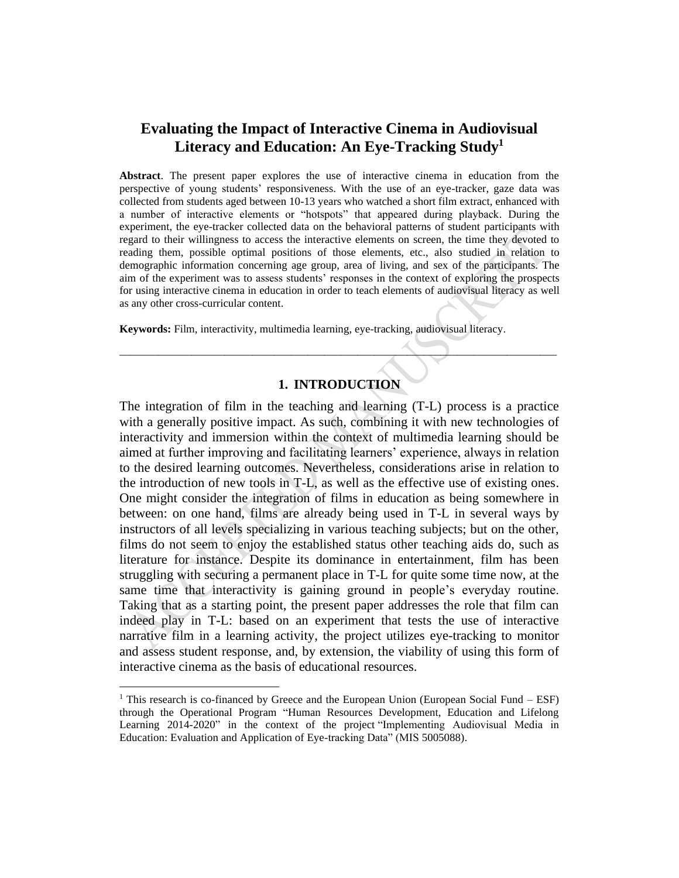# Evaluating the Impact of Interactive Cinema in Audiovisual Literacy and Education: An Eye-Tracking Study[1]

**Abstract**. The present paper explores the use of interactive cinema in education from the perspective of young students' responsiveness. With the use of an eye-tracker, gaze data was collected from students aged between 10-13 years who watched a short film extract, enhanced with a number of interactive elements or "hotspots" that appeared during playback. During the experiment, the eye-tracker collected data on the behavioral patterns of student participants with regard to their willingness to access the interactive elements on screen, the time they devoted to reading them, possible optimal positions of those elements, etc., also studied in relation to demographic information concerning age group, area of living, and sex of the participants. The aim of the experiment was to assess students' responses in the context of exploring the prospects for using interactive cinema in education in order to teach elements of audiovisual literacy as well as any other cross-curricular content.

**Keywords:** Film, interactivity, multimedia learning, eye-tracking, audiovisual literacy.

---

## 1. INTRODUCTION

The integration of film in the teaching and learning (T-L) process is a practice with a generally positive impact. As such, combining it with new technologies of interactivity and immersion within the context of multimedia learning should be aimed at further improving and facilitating learners' experience, always in relation to the desired learning outcomes. Nevertheless, considerations arise in relation to the introduction of new tools in T-L, as well as the effective use of existing ones. One might consider the integration of films in education as being somewhere in between: on one hand, films are already being used in T-L in several ways by instructors of all levels specializing in various teaching subjects; but on the other, films do not seem to enjoy the established status other teaching aids do, such as literature for instance. Despite its dominance in entertainment, film has been struggling with securing a permanent place in T-L for quite some time now, at the same time that interactivity is gaining ground in people's everyday routine. Taking that as a starting point, the present paper addresses the role that film can indeed play in T-L: based on an experiment that tests the use of interactive narrative film in a learning activity, the project utilizes eye-tracking to monitor and assess student response, and, by extension, the viability of using this form of interactive cinema as the basis of educational resources.

---

[1] This research is co-financed by Greece and the European Union (European Social Fund – ESF) through the Operational Program "Human Resources Development, Education and Lifelong Learning 2014-2020" in the context of the project "Implementing Audiovisual Media in Education: Evaluation and Application of Eye-tracking Data" (MIS 5005088).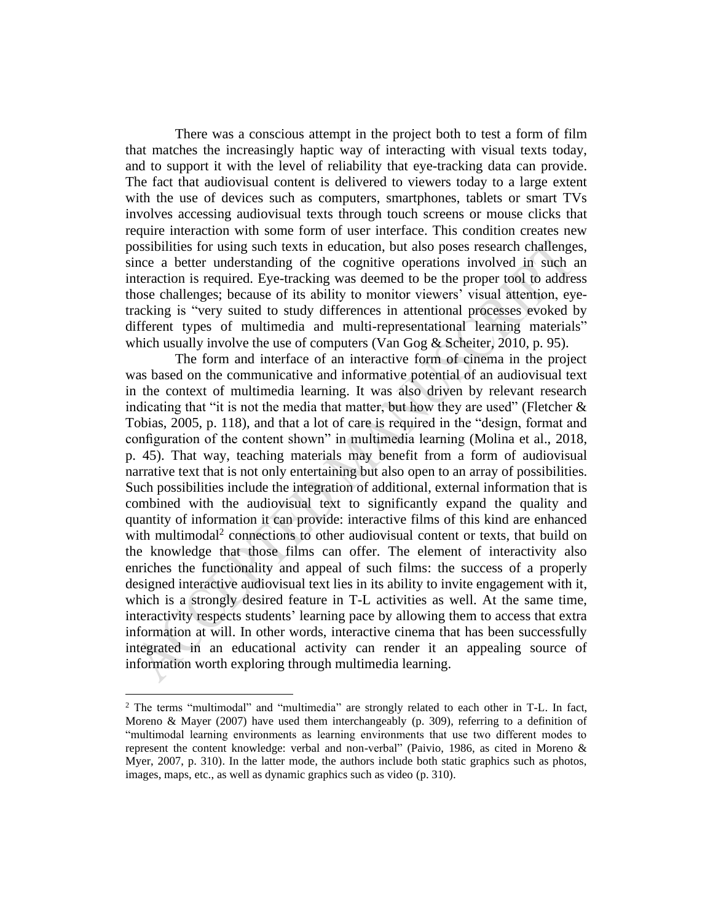There was a conscious attempt in the project both to test a form of film that matches the increasingly haptic way of interacting with visual texts today, and to support it with the level of reliability that eye-tracking data can provide. The fact that audiovisual content is delivered to viewers today to a large extent with the use of devices such as computers, smartphones, tablets or smart TVs involves accessing audiovisual texts through touch screens or mouse clicks that require interaction with some form of user interface. This condition creates new possibilities for using such texts in education, but also poses research challenges, since a better understanding of the cognitive operations involved in such an interaction is required. Eye-tracking was deemed to be the proper tool to address those challenges; because of its ability to monitor viewers' visual attention, eye-tracking is "very suited to study differences in attentional processes evoked by different types of multimedia and multi-representational learning materials" which usually involve the use of computers (Van Gog & Scheiter, 2010, p. 95).

The form and interface of an interactive form of cinema in the project was based on the communicative and informative potential of an audiovisual text in the context of multimedia learning. It was also driven by relevant research indicating that "it is not the media that matter, but how they are used" (Fletcher & Tobias, 2005, p. 118), and that a lot of care is required in the "design, format and configuration of the content shown" in multimedia learning (Molina et al., 2018, p. 45). That way, teaching materials may benefit from a form of audiovisual narrative text that is not only entertaining but also open to an array of possibilities. Such possibilities include the integration of additional, external information that is combined with the audiovisual text to significantly expand the quality and quantity of information it can provide: interactive films of this kind are enhanced with multimodal[2] connections to other audiovisual content or texts, that build on the knowledge that those films can offer. The element of interactivity also enriches the functionality and appeal of such films: the success of a properly designed interactive audiovisual text lies in its ability to invite engagement with it, which is a strongly desired feature in T-L activities as well. At the same time, interactivity respects students' learning pace by allowing them to access that extra information at will. In other words, interactive cinema that has been successfully integrated in an educational activity can render it an appealing source of information worth exploring through multimedia learning.

---

[2] The terms "multimodal" and "multimedia" are strongly related to each other in T-L. In fact, Moreno & Mayer (2007) have used them interchangeably (p. 309), referring to a definition of "multimodal learning environments as learning environments that use two different modes to represent the content knowledge: verbal and non-verbal" (Paivio, 1986, as cited in Moreno & Myer, 2007, p. 310). In the latter mode, the authors include both static graphics such as photos, images, maps, etc., as well as dynamic graphics such as video (p. 310).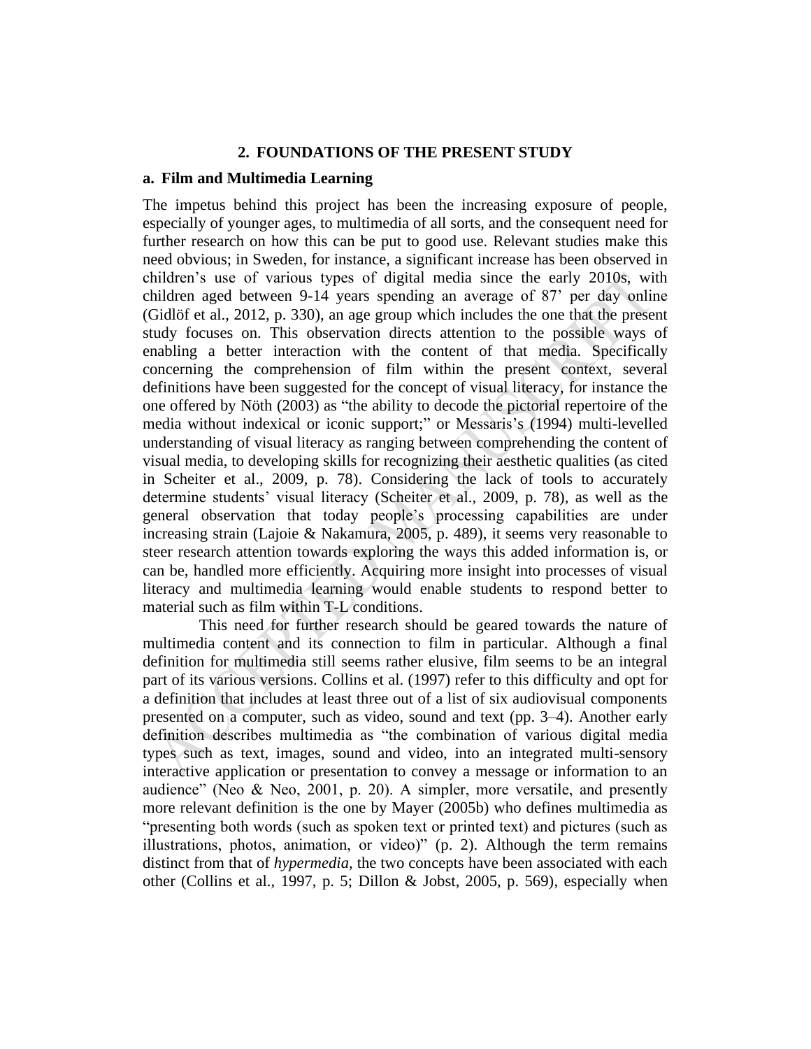## 2. FOUNDATIONS OF THE PRESENT STUDY

### a. Film and Multimedia Learning

The impetus behind this project has been the increasing exposure of people, especially of younger ages, to multimedia of all sorts, and the consequent need for further research on how this can be put to good use. Relevant studies make this need obvious; in Sweden, for instance, a significant increase has been observed in children's use of various types of digital media since the early 2010s, with children aged between 9-14 years spending an average of 87' per day online (Gidlöf et al., 2012, p. 330), an age group which includes the one that the present study focuses on. This observation directs attention to the possible ways of enabling a better interaction with the content of that media. Specifically concerning the comprehension of film within the present context, several definitions have been suggested for the concept of visual literacy, for instance the one offered by Nöth (2003) as "the ability to decode the pictorial repertoire of the media without indexical or iconic support;" or Messaris's (1994) multi-levelled understanding of visual literacy as ranging between comprehending the content of visual media, to developing skills for recognizing their aesthetic qualities (as cited in Scheiter et al., 2009, p. 78). Considering the lack of tools to accurately determine students' visual literacy (Scheiter et al., 2009, p. 78), as well as the general observation that today people's processing capabilities are under increasing strain (Lajoie & Nakamura, 2005, p. 489), it seems very reasonable to steer research attention towards exploring the ways this added information is, or can be, handled more efficiently. Acquiring more insight into processes of visual literacy and multimedia learning would enable students to respond better to material such as film within T-L conditions.

This need for further research should be geared towards the nature of multimedia content and its connection to film in particular. Although a final definition for multimedia still seems rather elusive, film seems to be an integral part of its various versions. Collins et al. (1997) refer to this difficulty and opt for a definition that includes at least three out of a list of six audiovisual components presented on a computer, such as video, sound and text (pp. 3–4). Another early definition describes multimedia as "the combination of various digital media types such as text, images, sound and video, into an integrated multi-sensory interactive application or presentation to convey a message or information to an audience" (Neo & Neo, 2001, p. 20). A simpler, more versatile, and presently more relevant definition is the one by Mayer (2005b) who defines multimedia as "presenting both words (such as spoken text or printed text) and pictures (such as illustrations, photos, animation, or video)" (p. 2). Although the term remains distinct from that of *hypermedia*, the two concepts have been associated with each other (Collins et al., 1997, p. 5; Dillon & Jobst, 2005, p. 569), especially when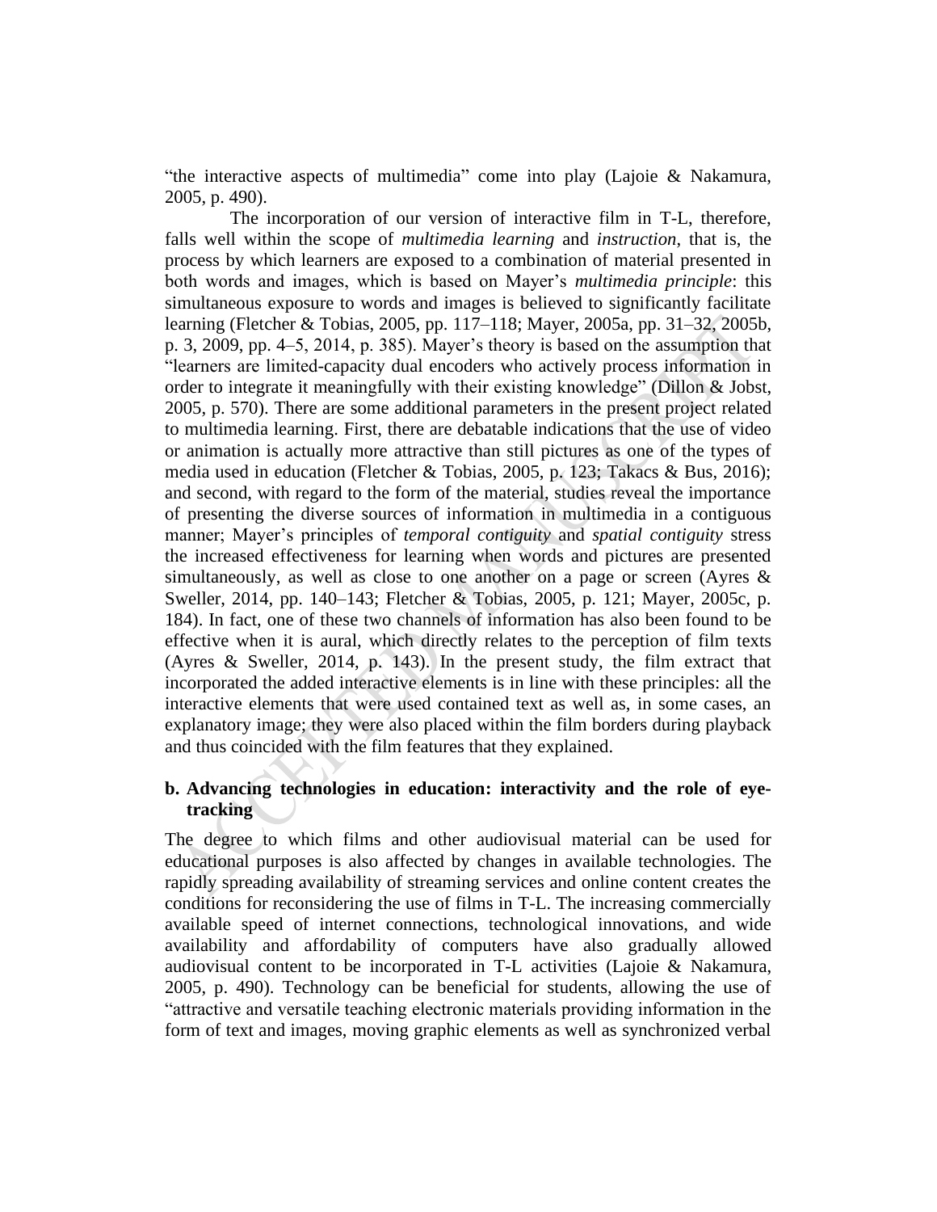"the interactive aspects of multimedia" come into play (Lajoie & Nakamura, 2005, p. 490).

The incorporation of our version of interactive film in T-L, therefore, falls well within the scope of *multimedia learning* and *instruction*, that is, the process by which learners are exposed to a combination of material presented in both words and images, which is based on Mayer's *multimedia principle*: this simultaneous exposure to words and images is believed to significantly facilitate learning (Fletcher & Tobias, 2005, pp. 117–118; Mayer, 2005a, pp. 31–32, 2005b, p. 3, 2009, pp. 4–5, 2014, p. 385). Mayer's theory is based on the assumption that "learners are limited-capacity dual encoders who actively process information in order to integrate it meaningfully with their existing knowledge" (Dillon & Jobst, 2005, p. 570). There are some additional parameters in the present project related to multimedia learning. First, there are debatable indications that the use of video or animation is actually more attractive than still pictures as one of the types of media used in education (Fletcher & Tobias, 2005, p. 123; Takacs & Bus, 2016); and second, with regard to the form of the material, studies reveal the importance of presenting the diverse sources of information in multimedia in a contiguous manner; Mayer's principles of *temporal contiguity* and *spatial contiguity* stress the increased effectiveness for learning when words and pictures are presented simultaneously, as well as close to one another on a page or screen (Ayres & Sweller, 2014, pp. 140–143; Fletcher & Tobias, 2005, p. 121; Mayer, 2005c, p. 184). In fact, one of these two channels of information has also been found to be effective when it is aural, which directly relates to the perception of film texts (Ayres & Sweller, 2014, p. 143). In the present study, the film extract that incorporated the added interactive elements is in line with these principles: all the interactive elements that were used contained text as well as, in some cases, an explanatory image; they were also placed within the film borders during playback and thus coincided with the film features that they explained.

## b. Advancing technologies in education: interactivity and the role of eye-tracking

The degree to which films and other audiovisual material can be used for educational purposes is also affected by changes in available technologies. The rapidly spreading availability of streaming services and online content creates the conditions for reconsidering the use of films in T-L. The increasing commercially available speed of internet connections, technological innovations, and wide availability and affordability of computers have also gradually allowed audiovisual content to be incorporated in T-L activities (Lajoie & Nakamura, 2005, p. 490). Technology can be beneficial for students, allowing the use of "attractive and versatile teaching electronic materials providing information in the form of text and images, moving graphic elements as well as synchronized verbal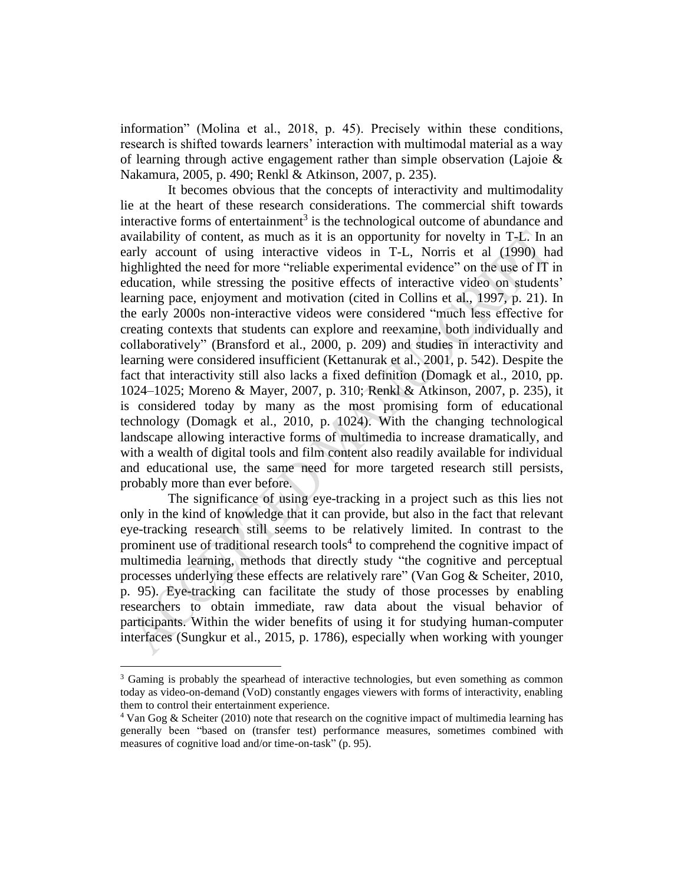information" (Molina et al., 2018, p. 45). Precisely within these conditions, research is shifted towards learners' interaction with multimodal material as a way of learning through active engagement rather than simple observation (Lajoie & Nakamura, 2005, p. 490; Renkl & Atkinson, 2007, p. 235).

It becomes obvious that the concepts of interactivity and multimodality lie at the heart of these research considerations. The commercial shift towards interactive forms of entertainment[3] is the technological outcome of abundance and availability of content, as much as it is an opportunity for novelty in T-L. In an early account of using interactive videos in T-L, Norris et al (1990) had highlighted the need for more "reliable experimental evidence" on the use of IT in education, while stressing the positive effects of interactive video on students' learning pace, enjoyment and motivation (cited in Collins et al., 1997, p. 21). In the early 2000s non-interactive videos were considered "much less effective for creating contexts that students can explore and reexamine, both individually and collaboratively" (Bransford et al., 2000, p. 209) and studies in interactivity and learning were considered insufficient (Kettanurak et al., 2001, p. 542). Despite the fact that interactivity still also lacks a fixed definition (Domagk et al., 2010, pp. 1024–1025; Moreno & Mayer, 2007, p. 310; Renkl & Atkinson, 2007, p. 235), it is considered today by many as the most promising form of educational technology (Domagk et al., 2010, p. 1024). With the changing technological landscape allowing interactive forms of multimedia to increase dramatically, and with a wealth of digital tools and film content also readily available for individual and educational use, the same need for more targeted research still persists, probably more than ever before.

The significance of using eye-tracking in a project such as this lies not only in the kind of knowledge that it can provide, but also in the fact that relevant eye-tracking research still seems to be relatively limited. In contrast to the prominent use of traditional research tools[4] to comprehend the cognitive impact of multimedia learning, methods that directly study "the cognitive and perceptual processes underlying these effects are relatively rare" (Van Gog & Scheiter, 2010, p. 95). Eye-tracking can facilitate the study of those processes by enabling researchers to obtain immediate, raw data about the visual behavior of participants. Within the wider benefits of using it for studying human-computer interfaces (Sungkur et al., 2015, p. 1786), especially when working with younger

[3] Gaming is probably the spearhead of interactive technologies, but even something as common today as video-on-demand (VoD) constantly engages viewers with forms of interactivity, enabling them to control their entertainment experience.

[4] Van Gog & Scheiter (2010) note that research on the cognitive impact of multimedia learning has generally been "based on (transfer test) performance measures, sometimes combined with measures of cognitive load and/or time-on-task" (p. 95).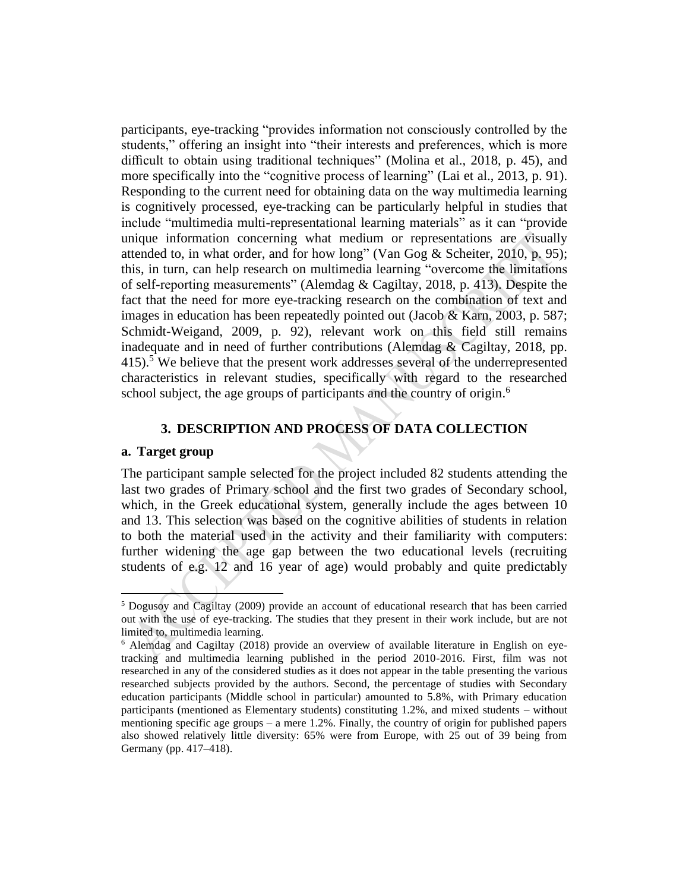participants, eye-tracking "provides information not consciously controlled by the students," offering an insight into "their interests and preferences, which is more difficult to obtain using traditional techniques" (Molina et al., 2018, p. 45), and more specifically into the "cognitive process of learning" (Lai et al., 2013, p. 91). Responding to the current need for obtaining data on the way multimedia learning is cognitively processed, eye-tracking can be particularly helpful in studies that include "multimedia multi-representational learning materials" as it can "provide unique information concerning what medium or representations are visually attended to, in what order, and for how long" (Van Gog & Scheiter, 2010, p. 95); this, in turn, can help research on multimedia learning "overcome the limitations of self-reporting measurements" (Alemdag & Cagiltay, 2018, p. 413). Despite the fact that the need for more eye-tracking research on the combination of text and images in education has been repeatedly pointed out (Jacob & Karn, 2003, p. 587; Schmidt-Weigand, 2009, p. 92), relevant work on this field still remains inadequate and in need of further contributions (Alemdag & Cagiltay, 2018, pp. 415).[5] We believe that the present work addresses several of the underrepresented characteristics in relevant studies, specifically with regard to the researched school subject, the age groups of participants and the country of origin.[6]

## 3. DESCRIPTION AND PROCESS OF DATA COLLECTION

### a. Target group

The participant sample selected for the project included 82 students attending the last two grades of Primary school and the first two grades of Secondary school, which, in the Greek educational system, generally include the ages between 10 and 13. This selection was based on the cognitive abilities of students in relation to both the material used in the activity and their familiarity with computers: further widening the age gap between the two educational levels (recruiting students of e.g. 12 and 16 year of age) would probably and quite predictably

---

[5] Dogusoy and Cagiltay (2009) provide an account of educational research that has been carried out with the use of eye-tracking. The studies that they present in their work include, but are not limited to, multimedia learning.

[6] Alemdag and Cagiltay (2018) provide an overview of available literature in English on eye-tracking and multimedia learning published in the period 2010-2016. First, film was not researched in any of the considered studies as it does not appear in the table presenting the various researched subjects provided by the authors. Second, the percentage of studies with Secondary education participants (Middle school in particular) amounted to 5.8%, with Primary education participants (mentioned as Elementary students) constituting 1.2%, and mixed students – without mentioning specific age groups – a mere 1.2%. Finally, the country of origin for published papers also showed relatively little diversity: 65% were from Europe, with 25 out of 39 being from Germany (pp. 417–418).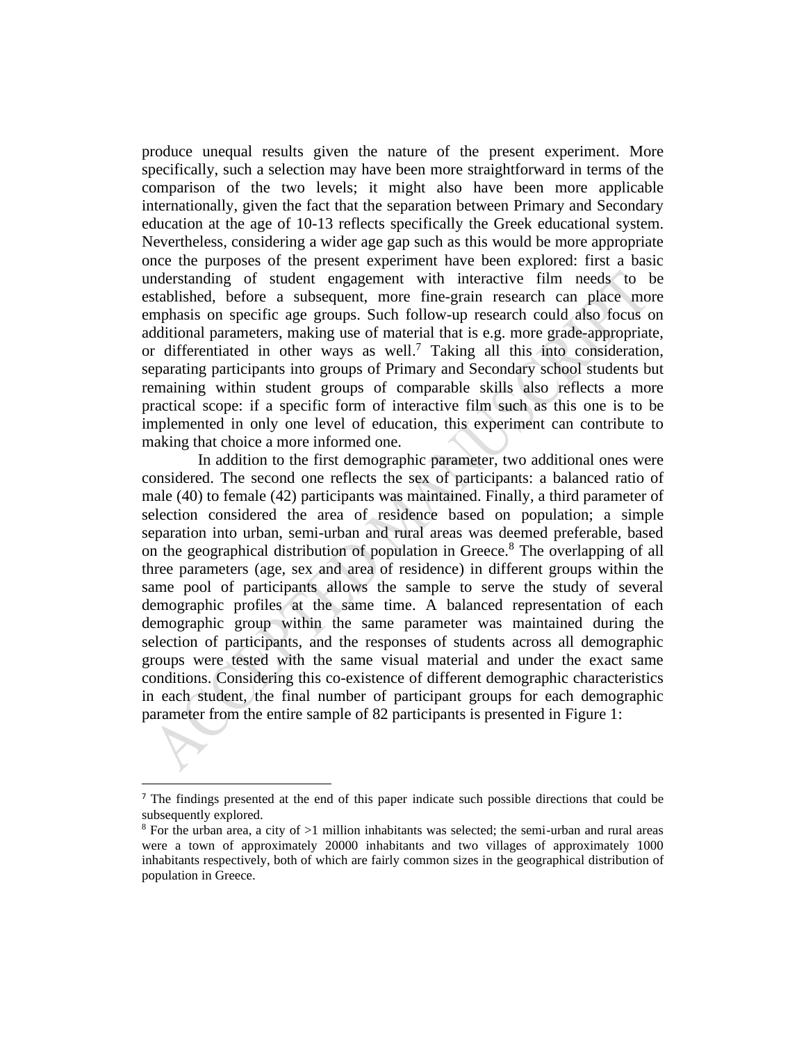produce unequal results given the nature of the present experiment. More specifically, such a selection may have been more straightforward in terms of the comparison of the two levels; it might also have been more applicable internationally, given the fact that the separation between Primary and Secondary education at the age of 10-13 reflects specifically the Greek educational system. Nevertheless, considering a wider age gap such as this would be more appropriate once the purposes of the present experiment have been explored: first a basic understanding of student engagement with interactive film needs to be established, before a subsequent, more fine-grain research can place more emphasis on specific age groups. Such follow-up research could also focus on additional parameters, making use of material that is e.g. more grade-appropriate, or differentiated in other ways as well.[7] Taking all this into consideration, separating participants into groups of Primary and Secondary school students but remaining within student groups of comparable skills also reflects a more practical scope: if a specific form of interactive film such as this one is to be implemented in only one level of education, this experiment can contribute to making that choice a more informed one.

In addition to the first demographic parameter, two additional ones were considered. The second one reflects the sex of participants: a balanced ratio of male (40) to female (42) participants was maintained. Finally, a third parameter of selection considered the area of residence based on population; a simple separation into urban, semi-urban and rural areas was deemed preferable, based on the geographical distribution of population in Greece.[8] The overlapping of all three parameters (age, sex and area of residence) in different groups within the same pool of participants allows the sample to serve the study of several demographic profiles at the same time. A balanced representation of each demographic group within the same parameter was maintained during the selection of participants, and the responses of students across all demographic groups were tested with the same visual material and under the exact same conditions. Considering this co-existence of different demographic characteristics in each student, the final number of participant groups for each demographic parameter from the entire sample of 82 participants is presented in Figure 1:

---

[7] The findings presented at the end of this paper indicate such possible directions that could be subsequently explored.

[8] For the urban area, a city of >1 million inhabitants was selected; the semi-urban and rural areas were a town of approximately 20000 inhabitants and two villages of approximately 1000 inhabitants respectively, both of which are fairly common sizes in the geographical distribution of population in Greece.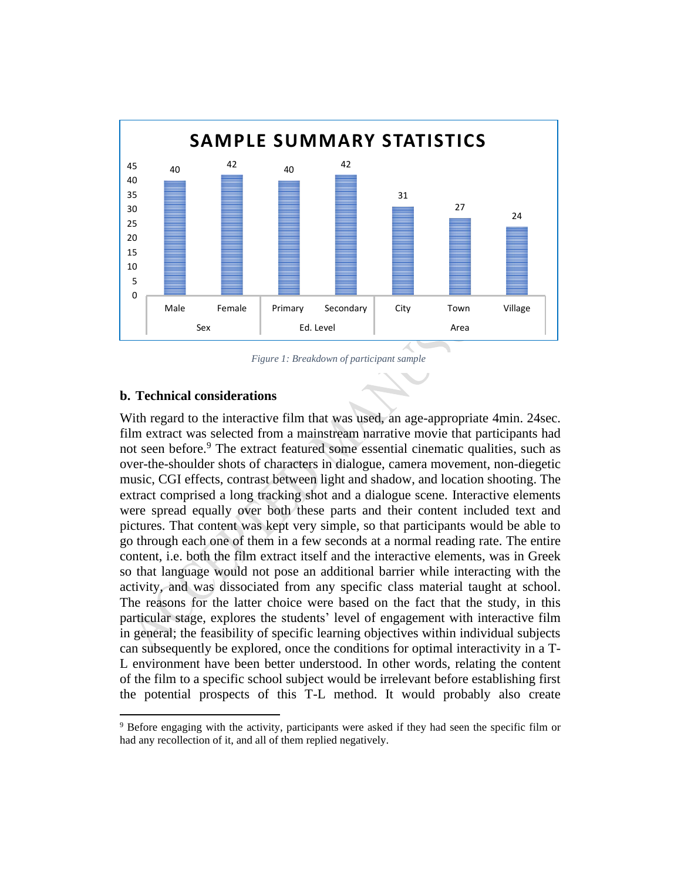**SAMPLE SUMMARY STATISTICS**

| Sex | | Ed. Level | | Area | | |
|---|---|---|---|---|---|---|
| Male | Female | Primary | Secondary | City | Town | Village |
| 40 | 42 | 40 | 42 | 31 | 27 | 24 |

*Figure 1: Breakdown of participant sample*

### b. Technical considerations

With regard to the interactive film that was used, an age-appropriate 4min. 24sec. film extract was selected from a mainstream narrative movie that participants had not seen before.[9] The extract featured some essential cinematic qualities, such as over-the-shoulder shots of characters in dialogue, camera movement, non-diegetic music, CGI effects, contrast between light and shadow, and location shooting. The extract comprised a long tracking shot and a dialogue scene. Interactive elements were spread equally over both these parts and their content included text and pictures. That content was kept very simple, so that participants would be able to go through each one of them in a few seconds at a normal reading rate. The entire content, i.e. both the film extract itself and the interactive elements, was in Greek so that language would not pose an additional barrier while interacting with the activity, and was dissociated from any specific class material taught at school. The reasons for the latter choice were based on the fact that the study, in this particular stage, explores the students' level of engagement with interactive film in general; the feasibility of specific learning objectives within individual subjects can subsequently be explored, once the conditions for optimal interactivity in a T-L environment have been better understood. In other words, relating the content of the film to a specific school subject would be irrelevant before establishing first the potential prospects of this T-L method. It would probably also create

[9] Before engaging with the activity, participants were asked if they had seen the specific film or had any recollection of it, and all of them replied negatively.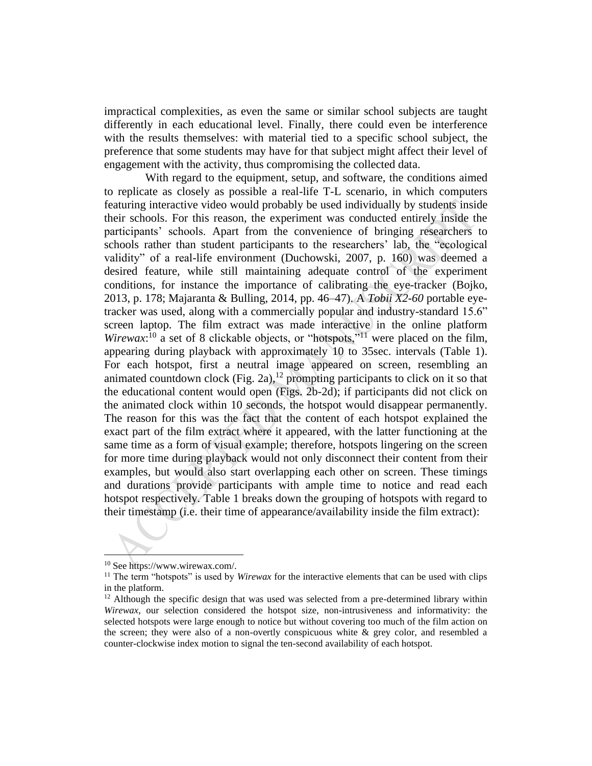impractical complexities, as even the same or similar school subjects are taught differently in each educational level. Finally, there could even be interference with the results themselves: with material tied to a specific school subject, the preference that some students may have for that subject might affect their level of engagement with the activity, thus compromising the collected data.

With regard to the equipment, setup, and software, the conditions aimed to replicate as closely as possible a real-life T-L scenario, in which computers featuring interactive video would probably be used individually by students inside their schools. For this reason, the experiment was conducted entirely inside the participants' schools. Apart from the convenience of bringing researchers to schools rather than student participants to the researchers' lab, the "ecological validity" of a real-life environment (Duchowski, 2007, p. 160) was deemed a desired feature, while still maintaining adequate control of the experiment conditions, for instance the importance of calibrating the eye-tracker (Bojko, 2013, p. 178; Majaranta & Bulling, 2014, pp. 46–47). A *Tobii X2-60* portable eye-tracker was used, along with a commercially popular and industry-standard 15.6" screen laptop. The film extract was made interactive in the online platform *Wirewax*:[10] a set of 8 clickable objects, or "hotspots,"[11] were placed on the film, appearing during playback with approximately 10 to 35sec. intervals (Table 1). For each hotspot, first a neutral image appeared on screen, resembling an animated countdown clock (Fig. 2a),[12] prompting participants to click on it so that the educational content would open (Figs. 2b-2d); if participants did not click on the animated clock within 10 seconds, the hotspot would disappear permanently. The reason for this was the fact that the content of each hotspot explained the exact part of the film extract where it appeared, with the latter functioning at the same time as a form of visual example; therefore, hotspots lingering on the screen for more time during playback would not only disconnect their content from their examples, but would also start overlapping each other on screen. These timings and durations provide participants with ample time to notice and read each hotspot respectively. Table 1 breaks down the grouping of hotspots with regard to their timestamp (i.e. their time of appearance/availability inside the film extract):

---

[10] See https://www.wirewax.com/.

[11] The term "hotspots" is used by *Wirewax* for the interactive elements that can be used with clips in the platform.

[12] Although the specific design that was used was selected from a pre-determined library within *Wirewax*, our selection considered the hotspot size, non-intrusiveness and informativity: the selected hotspots were large enough to notice but without covering too much of the film action on the screen; they were also of a non-overtly conspicuous white & grey color, and resembled a counter-clockwise index motion to signal the ten-second availability of each hotspot.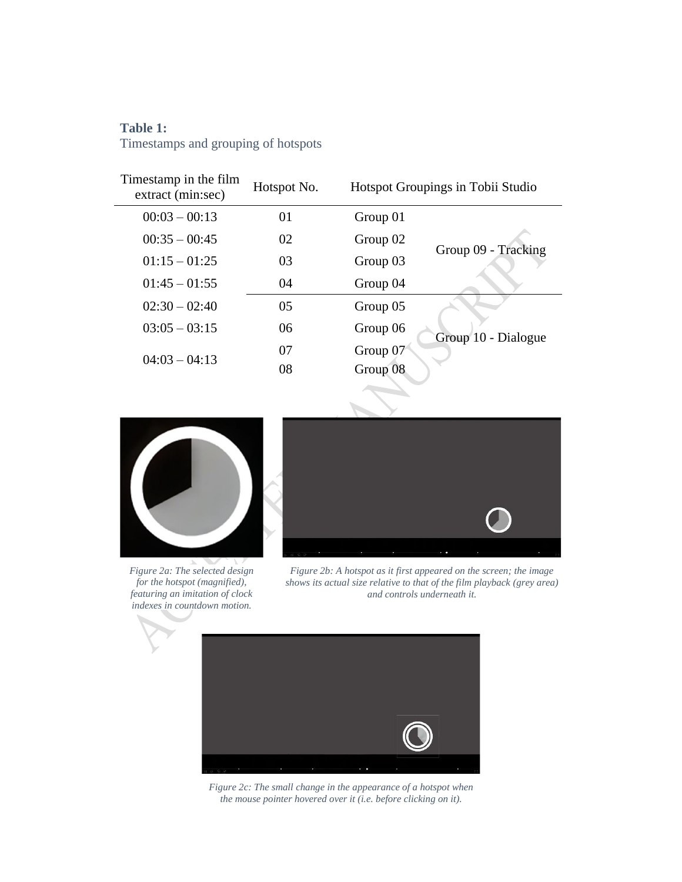**Table 1:**
Timestamps and grouping of hotspots

| Timestamp in the film extract (min:sec) | Hotspot No. | Hotspot Groupings in Tobii Studio | |
|---|---|---|---|
| 00:03 – 00:13 | 01 | Group 01 | Group 09 - Tracking |
| 00:35 – 00:45 | 02 | Group 02 | |
| 01:15 – 01:25 | 03 | Group 03 | |
| 01:45 – 01:55 | 04 | Group 04 | |
| 02:30 – 02:40 | 05 | Group 05 | Group 10 - Dialogue |
| 03:05 – 03:15 | 06 | Group 06 | |
| 04:03 – 04:13 | 07 | Group 07 | |
| | 08 | Group 08 | |

*Figure 2a: The selected design for the hotspot (magnified), featuring an imitation of clock indexes in countdown motion.*

*Figure 2b: A hotspot as it first appeared on the screen; the image shows its actual size relative to that of the film playback (grey area) and controls underneath it.*

*Figure 2c: The small change in the appearance of a hotspot when the mouse pointer hovered over it (i.e. before clicking on it).*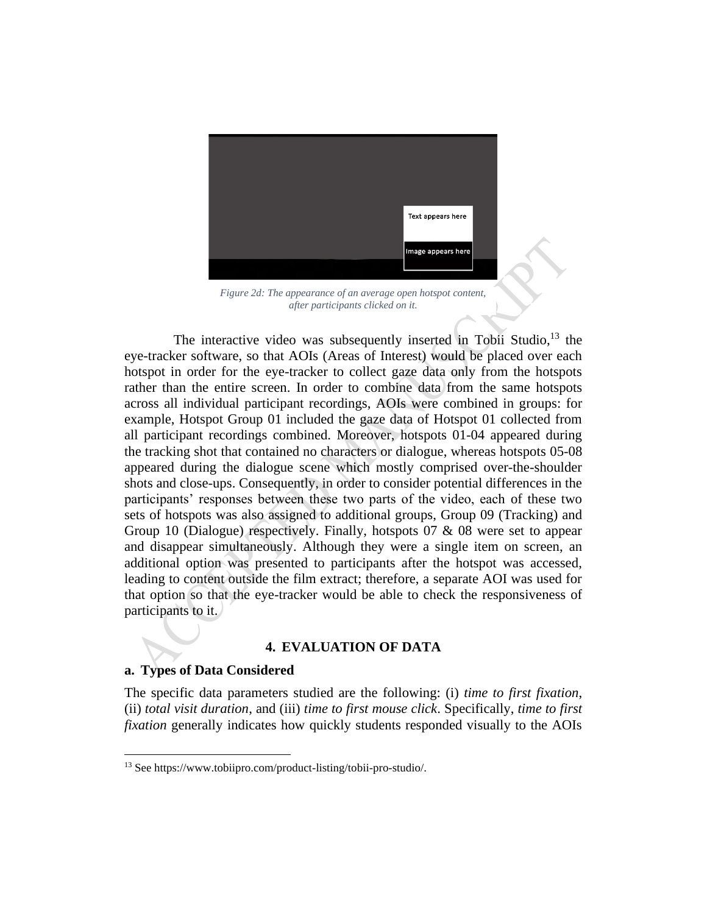*Figure 2d: The appearance of an average open hotspot content, after participants clicked on it.*

The interactive video was subsequently inserted in Tobii Studio,[13] the eye-tracker software, so that AOIs (Areas of Interest) would be placed over each hotspot in order for the eye-tracker to collect gaze data only from the hotspots rather than the entire screen. In order to combine data from the same hotspots across all individual participant recordings, AOIs were combined in groups: for example, Hotspot Group 01 included the gaze data of Hotspot 01 collected from all participant recordings combined. Moreover, hotspots 01-04 appeared during the tracking shot that contained no characters or dialogue, whereas hotspots 05-08 appeared during the dialogue scene which mostly comprised over-the-shoulder shots and close-ups. Consequently, in order to consider potential differences in the participants' responses between these two parts of the video, each of these two sets of hotspots was also assigned to additional groups, Group 09 (Tracking) and Group 10 (Dialogue) respectively. Finally, hotspots 07 & 08 were set to appear and disappear simultaneously. Although they were a single item on screen, an additional option was presented to participants after the hotspot was accessed, leading to content outside the film extract; therefore, a separate AOI was used for that option so that the eye-tracker would be able to check the responsiveness of participants to it.

## 4. EVALUATION OF DATA

### a. Types of Data Considered

The specific data parameters studied are the following: (i) *time to first fixation*, (ii) *total visit duration*, and (iii) *time to first mouse click*. Specifically, *time to first fixation* generally indicates how quickly students responded visually to the AOIs

[13] See https://www.tobiipro.com/product-listing/tobii-pro-studio/.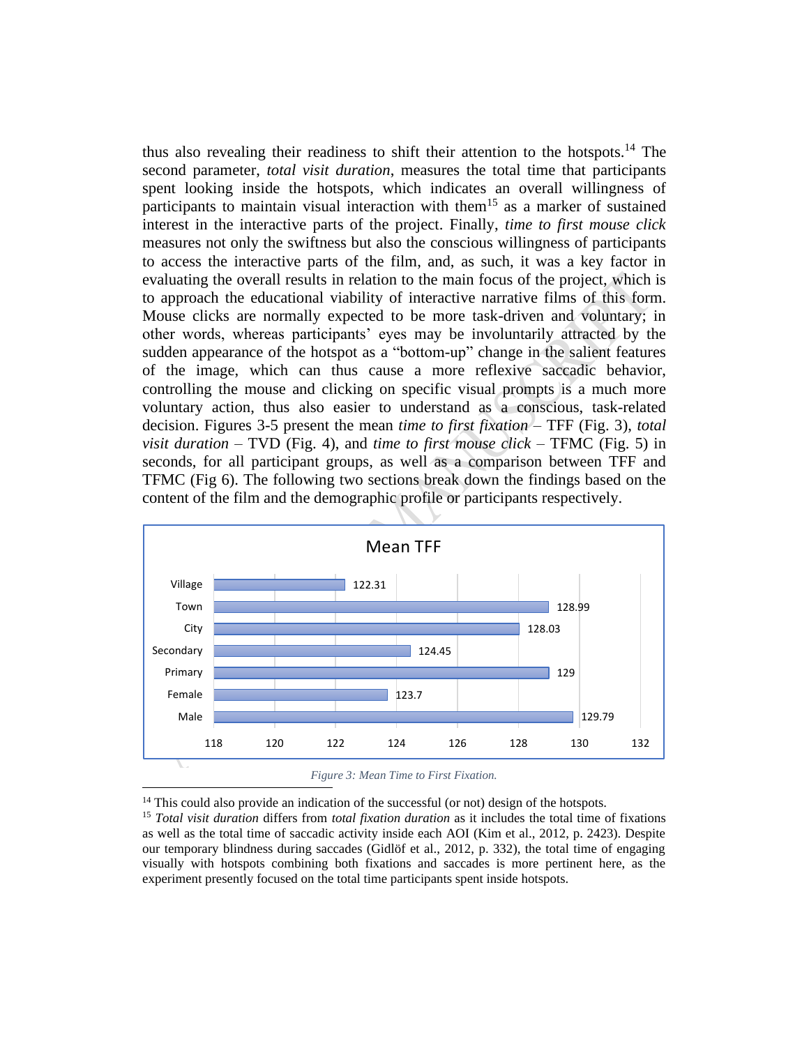thus also revealing their readiness to shift their attention to the hotspots.[14] The second parameter, *total visit duration*, measures the total time that participants spent looking inside the hotspots, which indicates an overall willingness of participants to maintain visual interaction with them[15] as a marker of sustained interest in the interactive parts of the project. Finally, *time to first mouse click* measures not only the swiftness but also the conscious willingness of participants to access the interactive parts of the film, and, as such, it was a key factor in evaluating the overall results in relation to the main focus of the project, which is to approach the educational viability of interactive narrative films of this form. Mouse clicks are normally expected to be more task-driven and voluntary; in other words, whereas participants' eyes may be involuntarily attracted by the sudden appearance of the hotspot as a "bottom-up" change in the salient features of the image, which can thus cause a more reflexive saccadic behavior, controlling the mouse and clicking on specific visual prompts is a much more voluntary action, thus also easier to understand as a conscious, task-related decision. Figures 3-5 present the mean *time to first fixation* – TFF (Fig. 3), *total visit duration* – TVD (Fig. 4), and *time to first mouse click* – TFMC (Fig. 5) in seconds, for all participant groups, as well as a comparison between TFF and TFMC (Fig 6). The following two sections break down the findings based on the content of the film and the demographic profile or participants respectively.

**Mean TFF**

| Group | Mean TFF |
|---|---|
| Village | 122.31 |
| Town | 128.99 |
| City | 128.03 |
| Secondary | 124.45 |
| Primary | 129 |
| Female | 123.7 |
| Male | 129.79 |

*Figure 3: Mean Time to First Fixation.*

---

[14] This could also provide an indication of the successful (or not) design of the hotspots.

[15] *Total visit duration* differs from *total fixation duration* as it includes the total time of fixations as well as the total time of saccadic activity inside each AOI (Kim et al., 2012, p. 2423). Despite our temporary blindness during saccades (Gidlöf et al., 2012, p. 332), the total time of engaging visually with hotspots combining both fixations and saccades is more pertinent here, as the experiment presently focused on the total time participants spent inside hotspots.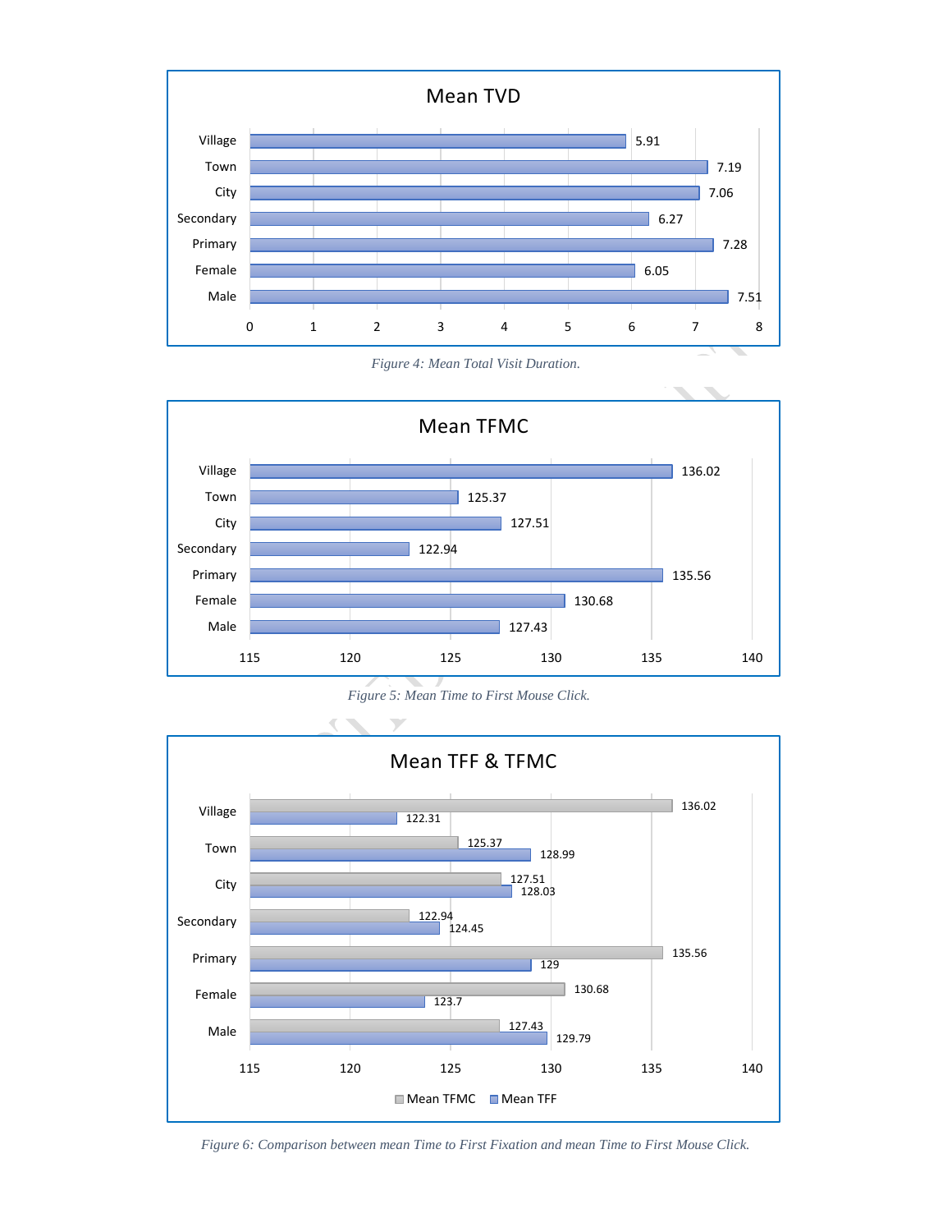**Mean TVD**

| Category | Mean TVD |
|---|---|
| Village | 5.91 |
| Town | 7.19 |
| City | 7.06 |
| Secondary | 6.27 |
| Primary | 7.28 |
| Female | 6.05 |
| Male | 7.51 |

*Figure 4: Mean Total Visit Duration.*

**Mean TFMC**

| Category | Mean TFMC |
|---|---|
| Village | 136.02 |
| Town | 125.37 |
| City | 127.51 |
| Secondary | 122.94 |
| Primary | 135.56 |
| Female | 130.68 |
| Male | 127.43 |

*Figure 5: Mean Time to First Mouse Click.*

**Mean TFF & TFMC**

| Category | Mean TFMC | Mean TFF |
|---|---|---|
| Village | 136.02 | 122.31 |
| Town | 125.37 | 128.99 |
| City | 127.51 | 128.03 |
| Secondary | 122.94 | 124.45 |
| Primary | 135.56 | 129 |
| Female | 130.68 | 123.7 |
| Male | 127.43 | 129.79 |

*Figure 6: Comparison between mean Time to First Fixation and mean Time to First Mouse Click.*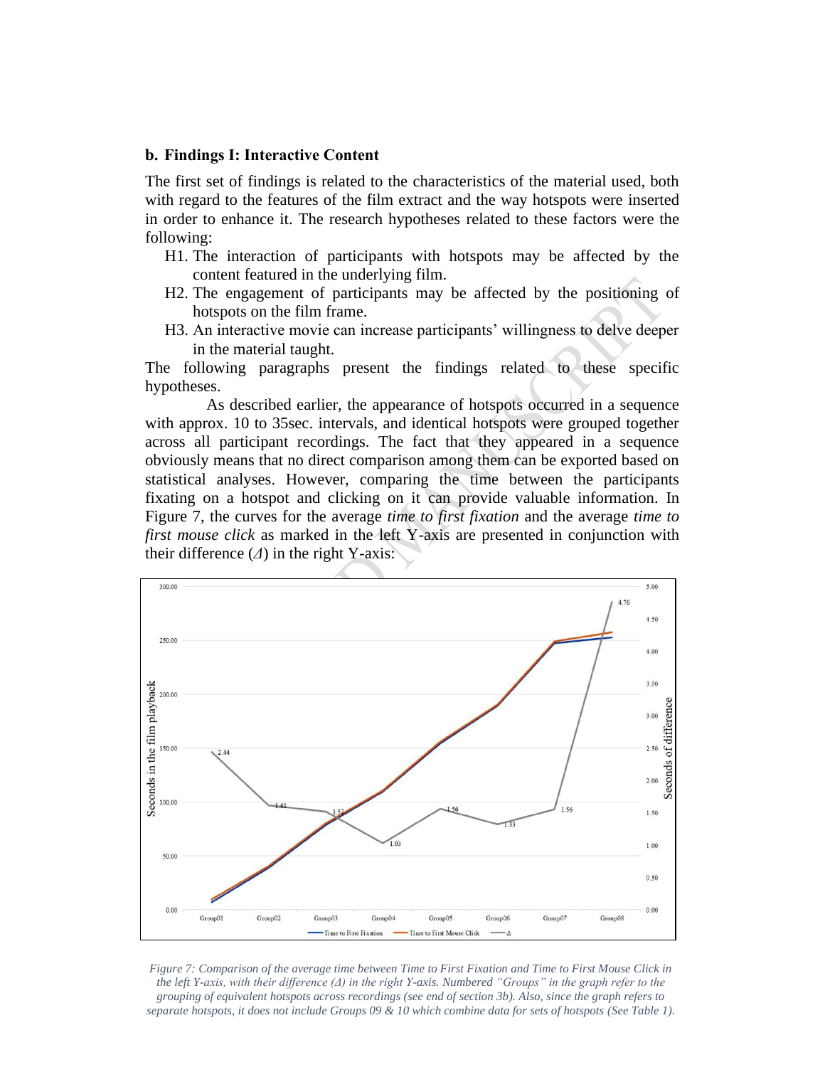### b. Findings I: Interactive Content

The first set of findings is related to the characteristics of the material used, both with regard to the features of the film extract and the way hotspots were inserted in order to enhance it. The research hypotheses related to these factors were the following:

H1. The interaction of participants with hotspots may be affected by the content featured in the underlying film.

H2. The engagement of participants may be affected by the positioning of hotspots on the film frame.

H3. An interactive movie can increase participants' willingness to delve deeper in the material taught.

The following paragraphs present the findings related to these specific hypotheses.

As described earlier, the appearance of hotspots occurred in a sequence with approx. 10 to 35sec. intervals, and identical hotspots were grouped together across all participant recordings. The fact that they appeared in a sequence obviously means that no direct comparison among them can be exported based on statistical analyses. However, comparing the time between the participants fixating on a hotspot and clicking on it can provide valuable information. In Figure 7, the curves for the average *time to first fixation* and the average *time to first mouse click* as marked in the left Y-axis are presented in conjunction with their difference ($\Delta$) in the right Y-axis:

*Figure 7: Comparison of the average time between Time to First Fixation and Time to First Mouse Click in the left Y-axis, with their difference ($\Delta$) in the right Y-axis. Numbered "Groups" in the graph refer to the grouping of equivalent hotspots across recordings (see end of section 3b). Also, since the graph refers to separate hotspots, it does not include Groups 09 & 10 which combine data for sets of hotspots (See Table 1).*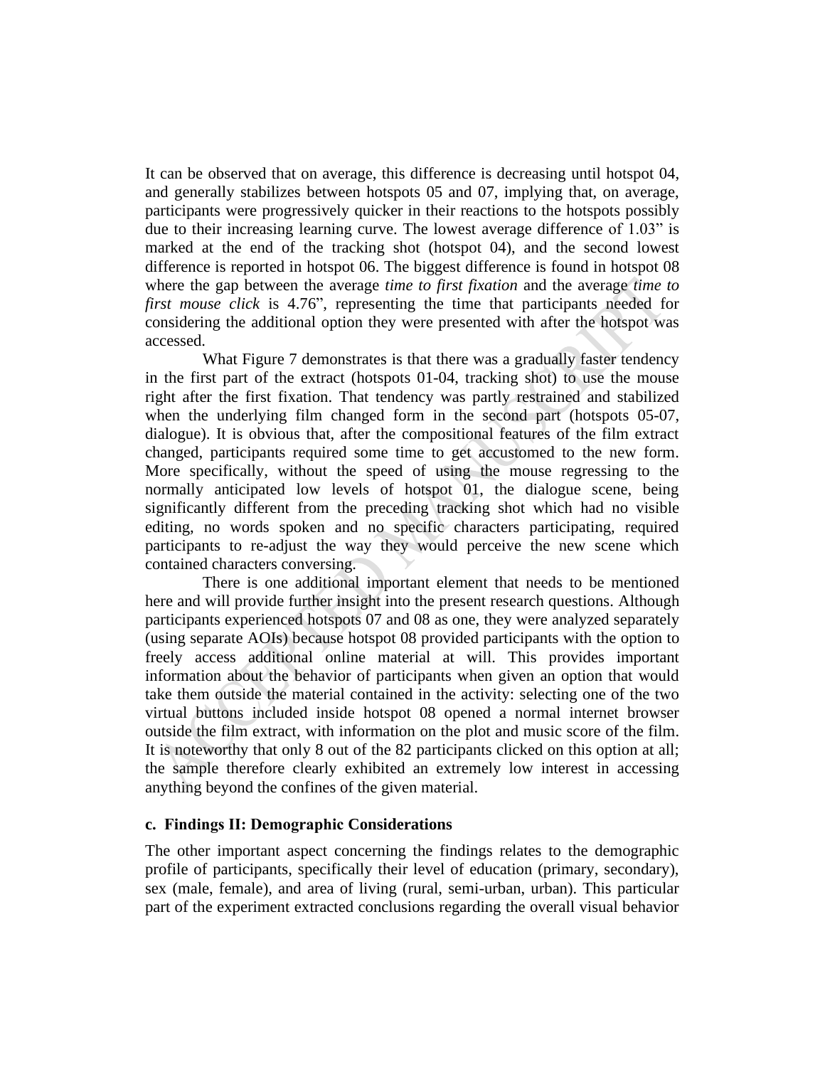It can be observed that on average, this difference is decreasing until hotspot 04, and generally stabilizes between hotspots 05 and 07, implying that, on average, participants were progressively quicker in their reactions to the hotspots possibly due to their increasing learning curve. The lowest average difference of 1.03” is marked at the end of the tracking shot (hotspot 04), and the second lowest difference is reported in hotspot 06. The biggest difference is found in hotspot 08 where the gap between the average *time to first fixation* and the average *time to first mouse click* is 4.76”, representing the time that participants needed for considering the additional option they were presented with after the hotspot was accessed.

What Figure 7 demonstrates is that there was a gradually faster tendency in the first part of the extract (hotspots 01-04, tracking shot) to use the mouse right after the first fixation. That tendency was partly restrained and stabilized when the underlying film changed form in the second part (hotspots 05-07, dialogue). It is obvious that, after the compositional features of the film extract changed, participants required some time to get accustomed to the new form. More specifically, without the speed of using the mouse regressing to the normally anticipated low levels of hotspot 01, the dialogue scene, being significantly different from the preceding tracking shot which had no visible editing, no words spoken and no specific characters participating, required participants to re-adjust the way they would perceive the new scene which contained characters conversing.

There is one additional important element that needs to be mentioned here and will provide further insight into the present research questions. Although participants experienced hotspots 07 and 08 as one, they were analyzed separately (using separate AOIs) because hotspot 08 provided participants with the option to freely access additional online material at will. This provides important information about the behavior of participants when given an option that would take them outside the material contained in the activity: selecting one of the two virtual buttons included inside hotspot 08 opened a normal internet browser outside the film extract, with information on the plot and music score of the film. It is noteworthy that only 8 out of the 82 participants clicked on this option at all; the sample therefore clearly exhibited an extremely low interest in accessing anything beyond the confines of the given material.

### c. Findings II: Demographic Considerations

The other important aspect concerning the findings relates to the demographic profile of participants, specifically their level of education (primary, secondary), sex (male, female), and area of living (rural, semi-urban, urban). This particular part of the experiment extracted conclusions regarding the overall visual behavior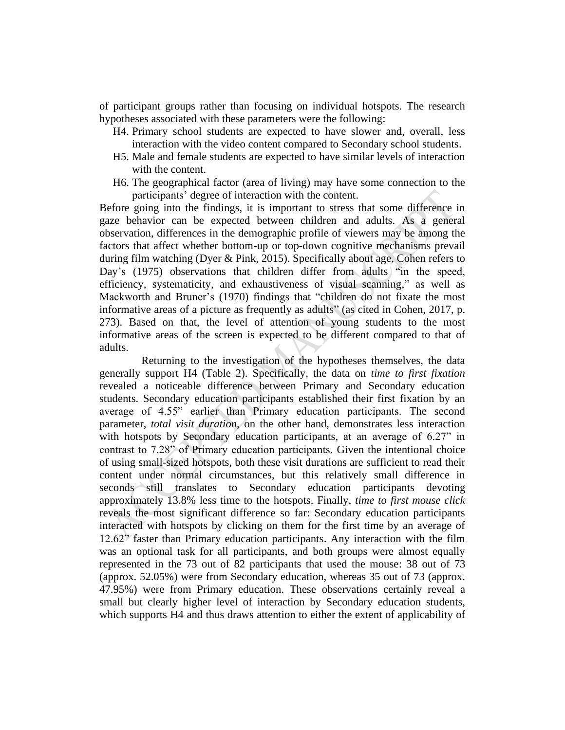of participant groups rather than focusing on individual hotspots. The research hypotheses associated with these parameters were the following:

H4. Primary school students are expected to have slower and, overall, less interaction with the video content compared to Secondary school students.

H5. Male and female students are expected to have similar levels of interaction with the content.

H6. The geographical factor (area of living) may have some connection to the participants' degree of interaction with the content.

Before going into the findings, it is important to stress that some difference in gaze behavior can be expected between children and adults. As a general observation, differences in the demographic profile of viewers may be among the factors that affect whether bottom-up or top-down cognitive mechanisms prevail during film watching (Dyer & Pink, 2015). Specifically about age, Cohen refers to Day's (1975) observations that children differ from adults "in the speed, efficiency, systematicity, and exhaustiveness of visual scanning," as well as Mackworth and Bruner's (1970) findings that "children do not fixate the most informative areas of a picture as frequently as adults" (as cited in Cohen, 2017, p. 273). Based on that, the level of attention of young students to the most informative areas of the screen is expected to be different compared to that of adults.

Returning to the investigation of the hypotheses themselves, the data generally support H4 (Table 2). Specifically, the data on *time to first fixation* revealed a noticeable difference between Primary and Secondary education students. Secondary education participants established their first fixation by an average of 4.55" earlier than Primary education participants. The second parameter, *total visit duration*, on the other hand, demonstrates less interaction with hotspots by Secondary education participants, at an average of 6.27" in contrast to 7.28" of Primary education participants. Given the intentional choice of using small-sized hotspots, both these visit durations are sufficient to read their content under normal circumstances, but this relatively small difference in seconds still translates to Secondary education participants devoting approximately 13.8% less time to the hotspots. Finally, *time to first mouse click* reveals the most significant difference so far: Secondary education participants interacted with hotspots by clicking on them for the first time by an average of 12.62" faster than Primary education participants. Any interaction with the film was an optional task for all participants, and both groups were almost equally represented in the 73 out of 82 participants that used the mouse: 38 out of 73 (approx. 52.05%) were from Secondary education, whereas 35 out of 73 (approx. 47.95%) were from Primary education. These observations certainly reveal a small but clearly higher level of interaction by Secondary education students, which supports H4 and thus draws attention to either the extent of applicability of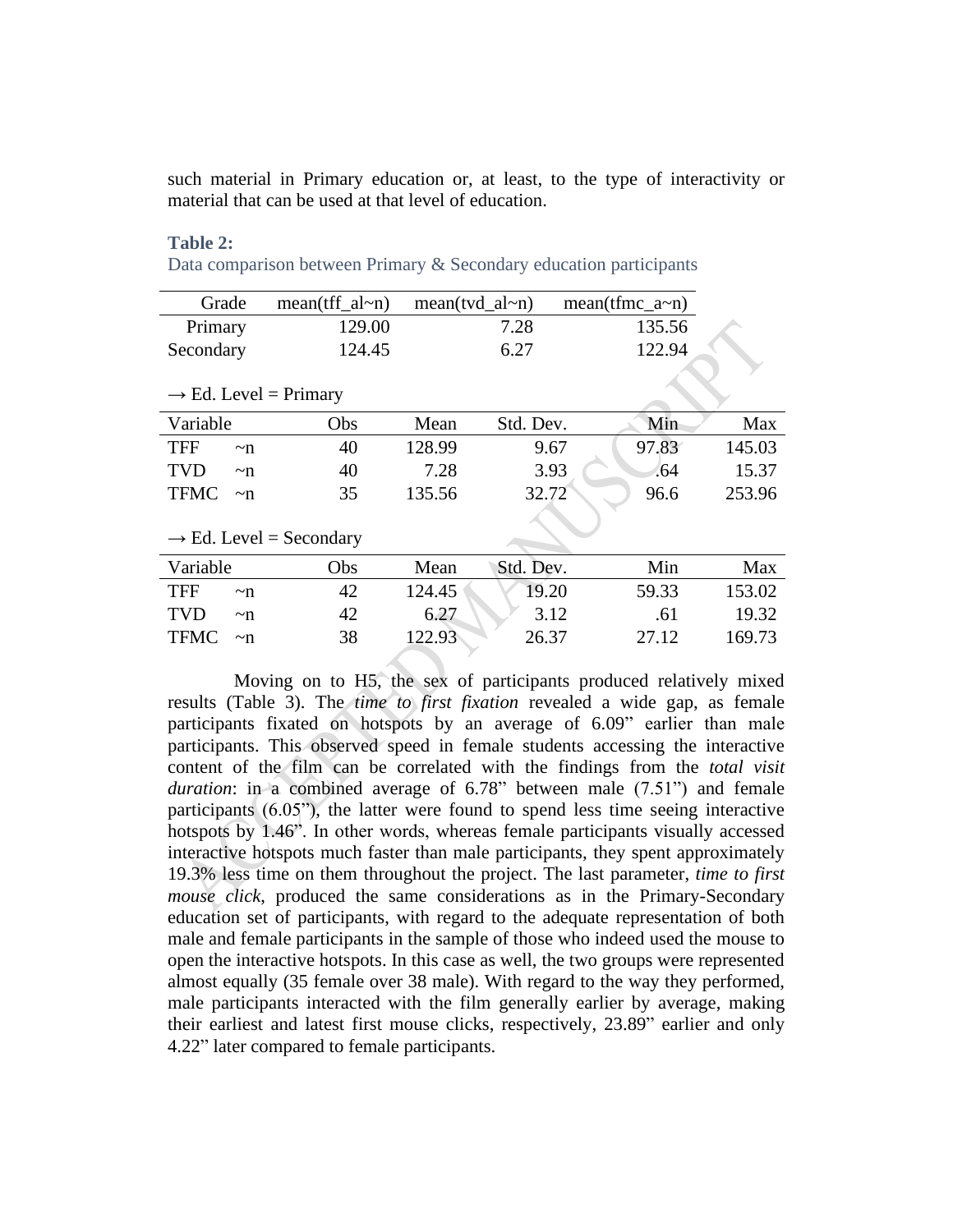such material in Primary education or, at least, to the type of interactivity or material that can be used at that level of education.

**Table 2:**

Data comparison between Primary & Secondary education participants

| Grade | mean(tff_al~n) | mean(tvd_al~n) | mean(tfmc_a~n) |
|---|---|---|---|
| Primary | 129.00 | 7.28 | 135.56 |
| Secondary | 124.45 | 6.27 | 122.94 |

→ Ed. Level = Primary

| Variable | Obs | Mean | Std. Dev. | Min | Max |
|---|---|---|---|---|---|
| TFF ~n | 40 | 128.99 | 9.67 | 97.83 | 145.03 |
| TVD ~n | 40 | 7.28 | 3.93 | .64 | 15.37 |
| TFMC ~n | 35 | 135.56 | 32.72 | 96.6 | 253.96 |

→ Ed. Level = Secondary

| Variable | Obs | Mean | Std. Dev. | Min | Max |
|---|---|---|---|---|---|
| TFF ~n | 42 | 124.45 | 19.20 | 59.33 | 153.02 |
| TVD ~n | 42 | 6.27 | 3.12 | .61 | 19.32 |
| TFMC ~n | 38 | 122.93 | 26.37 | 27.12 | 169.73 |

Moving on to H5, the sex of participants produced relatively mixed results (Table 3). The *time to first fixation* revealed a wide gap, as female participants fixated on hotspots by an average of 6.09" earlier than male participants. This observed speed in female students accessing the interactive content of the film can be correlated with the findings from the *total visit duration*: in a combined average of 6.78" between male (7.51") and female participants (6.05"), the latter were found to spend less time seeing interactive hotspots by 1.46". In other words, whereas female participants visually accessed interactive hotspots much faster than male participants, they spent approximately 19.3% less time on them throughout the project. The last parameter, *time to first mouse click*, produced the same considerations as in the Primary-Secondary education set of participants, with regard to the adequate representation of both male and female participants in the sample of those who indeed used the mouse to open the interactive hotspots. In this case as well, the two groups were represented almost equally (35 female over 38 male). With regard to the way they performed, male participants interacted with the film generally earlier by average, making their earliest and latest first mouse clicks, respectively, 23.89" earlier and only 4.22" later compared to female participants.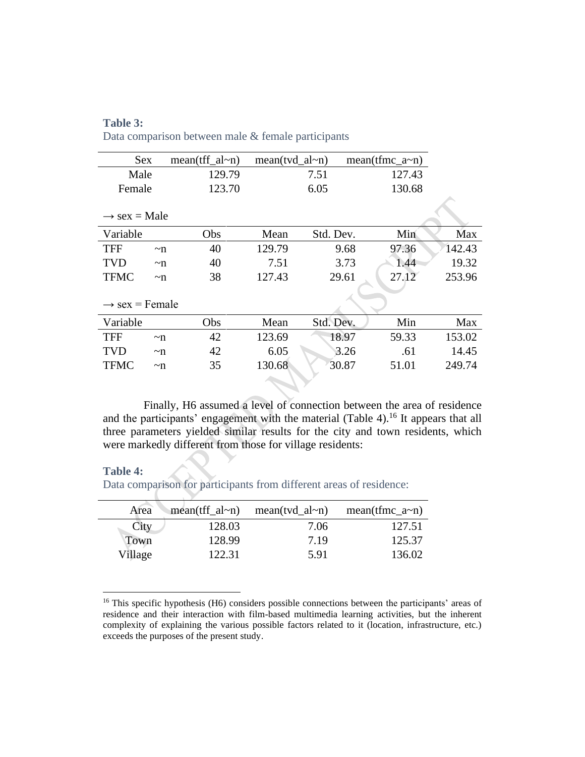**Table 3:**
Data comparison between male & female participants

| Sex | mean(tff_al~n) | mean(tvd_al~n) | mean(tfmc_a~n) |
|---|---|---|---|
| Male | 129.79 | 7.51 | 127.43 |
| Female | 123.70 | 6.05 | 130.68 |

→ sex = Male

| Variable | | Obs | Mean | Std. Dev. | Min | Max |
|---|---|---|---|---|---|---|
| TFF | ~n | 40 | 129.79 | 9.68 | 97.36 | 142.43 |
| TVD | ~n | 40 | 7.51 | 3.73 | 1.44 | 19.32 |
| TFMC | ~n | 38 | 127.43 | 29.61 | 27.12 | 253.96 |

→ sex = Female

| Variable | | Obs | Mean | Std. Dev. | Min | Max |
|---|---|---|---|---|---|---|
| TFF | ~n | 42 | 123.69 | 18.97 | 59.33 | 153.02 |
| TVD | ~n | 42 | 6.05 | 3.26 | .61 | 14.45 |
| TFMC | ~n | 35 | 130.68 | 30.87 | 51.01 | 249.74 |

Finally, H6 assumed a level of connection between the area of residence and the participants' engagement with the material (Table 4).[16] It appears that all three parameters yielded similar results for the city and town residents, which were markedly different from those for village residents:

**Table 4:**
Data comparison for participants from different areas of residence:

| Area | mean(tff_al~n) | mean(tvd_al~n) | mean(tfmc_a~n) |
|---|---|---|---|
| City | 128.03 | 7.06 | 127.51 |
| Town | 128.99 | 7.19 | 125.37 |
| Village | 122.31 | 5.91 | 136.02 |

[16] This specific hypothesis (H6) considers possible connections between the participants' areas of residence and their interaction with film-based multimedia learning activities, but the inherent complexity of explaining the various possible factors related to it (location, infrastructure, etc.) exceeds the purposes of the present study.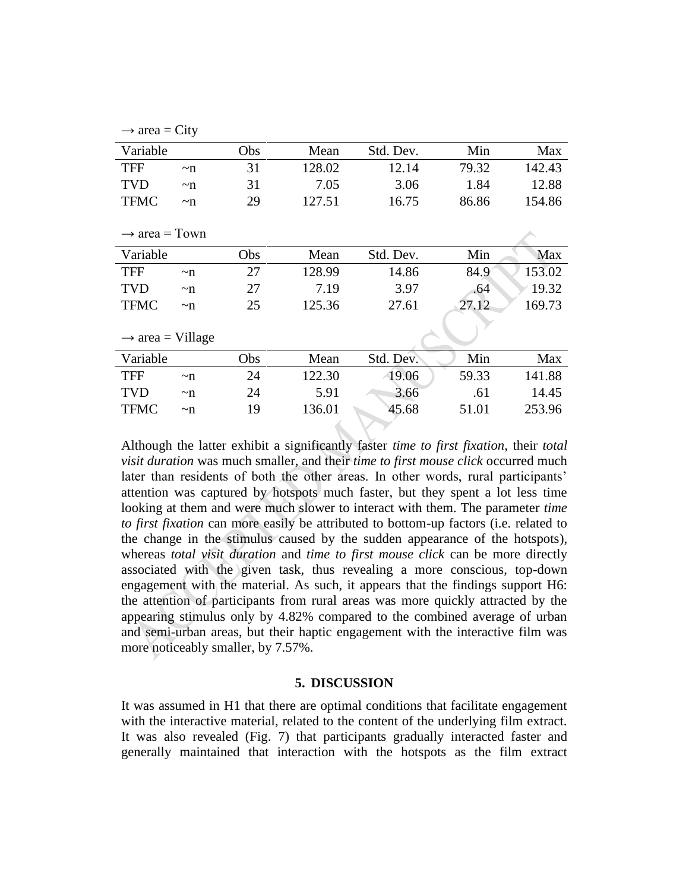→ area = City

| Variable | | Obs | Mean | Std. Dev. | Min | Max |
|---|---|---|---|---|---|---|
| TFF | ~n | 31 | 128.02 | 12.14 | 79.32 | 142.43 |
| TVD | ~n | 31 | 7.05 | 3.06 | 1.84 | 12.88 |
| TFMC | ~n | 29 | 127.51 | 16.75 | 86.86 | 154.86 |

→ area = Town

| Variable | | Obs | Mean | Std. Dev. | Min | Max |
|---|---|---|---|---|---|---|
| TFF | ~n | 27 | 128.99 | 14.86 | 84.9 | 153.02 |
| TVD | ~n | 27 | 7.19 | 3.97 | .64 | 19.32 |
| TFMC | ~n | 25 | 125.36 | 27.61 | 27.12 | 169.73 |

→ area = Village

| Variable | | Obs | Mean | Std. Dev. | Min | Max |
|---|---|---|---|---|---|---|
| TFF | ~n | 24 | 122.30 | 19.06 | 59.33 | 141.88 |
| TVD | ~n | 24 | 5.91 | 3.66 | .61 | 14.45 |
| TFMC | ~n | 19 | 136.01 | 45.68 | 51.01 | 253.96 |

Although the latter exhibit a significantly faster *time to first fixation*, their *total visit duration* was much smaller, and their *time to first mouse click* occurred much later than residents of both the other areas. In other words, rural participants' attention was captured by hotspots much faster, but they spent a lot less time looking at them and were much slower to interact with them. The parameter *time to first fixation* can more easily be attributed to bottom-up factors (i.e. related to the change in the stimulus caused by the sudden appearance of the hotspots), whereas *total visit duration* and *time to first mouse click* can be more directly associated with the given task, thus revealing a more conscious, top-down engagement with the material. As such, it appears that the findings support H6: the attention of participants from rural areas was more quickly attracted by the appearing stimulus only by 4.82% compared to the combined average of urban and semi-urban areas, but their haptic engagement with the interactive film was more noticeably smaller, by 7.57%.

## 5. DISCUSSION

It was assumed in H1 that there are optimal conditions that facilitate engagement with the interactive material, related to the content of the underlying film extract. It was also revealed (Fig. 7) that participants gradually interacted faster and generally maintained that interaction with the hotspots as the film extract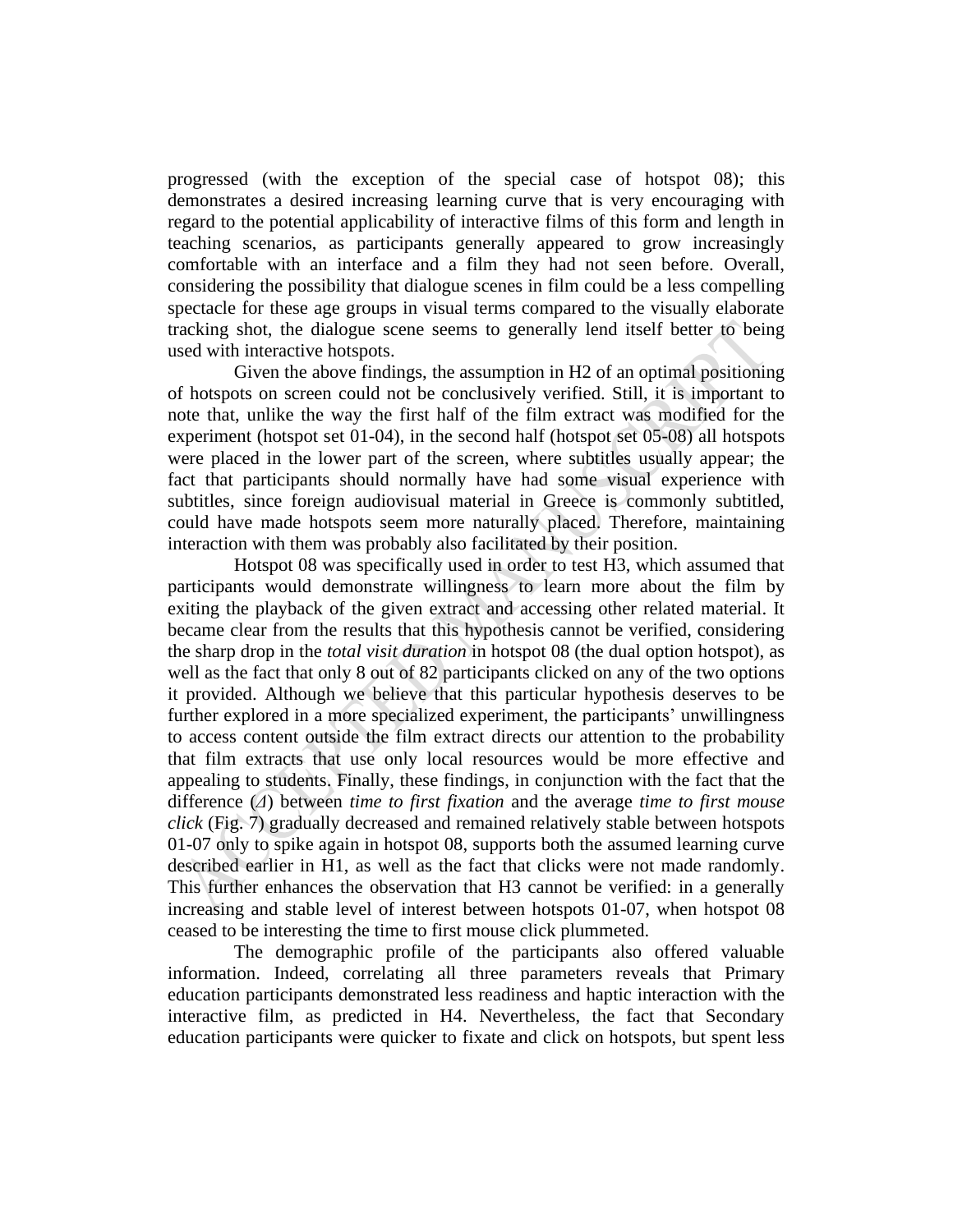progressed (with the exception of the special case of hotspot 08); this demonstrates a desired increasing learning curve that is very encouraging with regard to the potential applicability of interactive films of this form and length in teaching scenarios, as participants generally appeared to grow increasingly comfortable with an interface and a film they had not seen before. Overall, considering the possibility that dialogue scenes in film could be a less compelling spectacle for these age groups in visual terms compared to the visually elaborate tracking shot, the dialogue scene seems to generally lend itself better to being used with interactive hotspots.

Given the above findings, the assumption in H2 of an optimal positioning of hotspots on screen could not be conclusively verified. Still, it is important to note that, unlike the way the first half of the film extract was modified for the experiment (hotspot set 01-04), in the second half (hotspot set 05-08) all hotspots were placed in the lower part of the screen, where subtitles usually appear; the fact that participants should normally have had some visual experience with subtitles, since foreign audiovisual material in Greece is commonly subtitled, could have made hotspots seem more naturally placed. Therefore, maintaining interaction with them was probably also facilitated by their position.

Hotspot 08 was specifically used in order to test H3, which assumed that participants would demonstrate willingness to learn more about the film by exiting the playback of the given extract and accessing other related material. It became clear from the results that this hypothesis cannot be verified, considering the sharp drop in the *total visit duration* in hotspot 08 (the dual option hotspot), as well as the fact that only 8 out of 82 participants clicked on any of the two options it provided. Although we believe that this particular hypothesis deserves to be further explored in a more specialized experiment, the participants' unwillingness to access content outside the film extract directs our attention to the probability that film extracts that use only local resources would be more effective and appealing to students. Finally, these findings, in conjunction with the fact that the difference ($\Delta$) between *time to first fixation* and the average *time to first mouse click* (Fig. 7) gradually decreased and remained relatively stable between hotspots 01-07 only to spike again in hotspot 08, supports both the assumed learning curve described earlier in H1, as well as the fact that clicks were not made randomly. This further enhances the observation that H3 cannot be verified: in a generally increasing and stable level of interest between hotspots 01-07, when hotspot 08 ceased to be interesting the time to first mouse click plummeted.

The demographic profile of the participants also offered valuable information. Indeed, correlating all three parameters reveals that Primary education participants demonstrated less readiness and haptic interaction with the interactive film, as predicted in H4. Nevertheless, the fact that Secondary education participants were quicker to fixate and click on hotspots, but spent less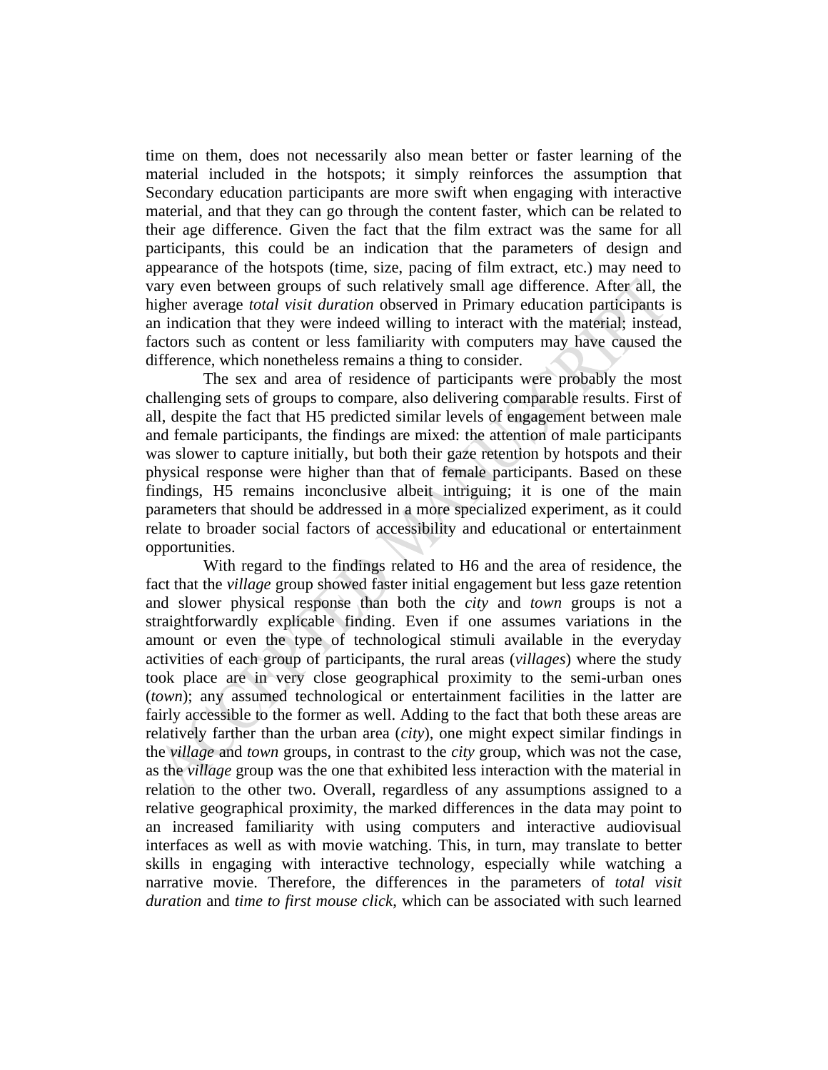time on them, does not necessarily also mean better or faster learning of the material included in the hotspots; it simply reinforces the assumption that Secondary education participants are more swift when engaging with interactive material, and that they can go through the content faster, which can be related to their age difference. Given the fact that the film extract was the same for all participants, this could be an indication that the parameters of design and appearance of the hotspots (time, size, pacing of film extract, etc.) may need to vary even between groups of such relatively small age difference. After all, the higher average *total visit duration* observed in Primary education participants is an indication that they were indeed willing to interact with the material; instead, factors such as content or less familiarity with computers may have caused the difference, which nonetheless remains a thing to consider.

The sex and area of residence of participants were probably the most challenging sets of groups to compare, also delivering comparable results. First of all, despite the fact that H5 predicted similar levels of engagement between male and female participants, the findings are mixed: the attention of male participants was slower to capture initially, but both their gaze retention by hotspots and their physical response were higher than that of female participants. Based on these findings, H5 remains inconclusive albeit intriguing; it is one of the main parameters that should be addressed in a more specialized experiment, as it could relate to broader social factors of accessibility and educational or entertainment opportunities.

With regard to the findings related to H6 and the area of residence, the fact that the *village* group showed faster initial engagement but less gaze retention and slower physical response than both the *city* and *town* groups is not a straightforwardly explicable finding. Even if one assumes variations in the amount or even the type of technological stimuli available in the everyday activities of each group of participants, the rural areas (*villages*) where the study took place are in very close geographical proximity to the semi-urban ones (*town*); any assumed technological or entertainment facilities in the latter are fairly accessible to the former as well. Adding to the fact that both these areas are relatively farther than the urban area (*city*), one might expect similar findings in the *village* and *town* groups, in contrast to the *city* group, which was not the case, as the *village* group was the one that exhibited less interaction with the material in relation to the other two. Overall, regardless of any assumptions assigned to a relative geographical proximity, the marked differences in the data may point to an increased familiarity with using computers and interactive audiovisual interfaces as well as with movie watching. This, in turn, may translate to better skills in engaging with interactive technology, especially while watching a narrative movie. Therefore, the differences in the parameters of *total visit duration* and *time to first mouse click*, which can be associated with such learned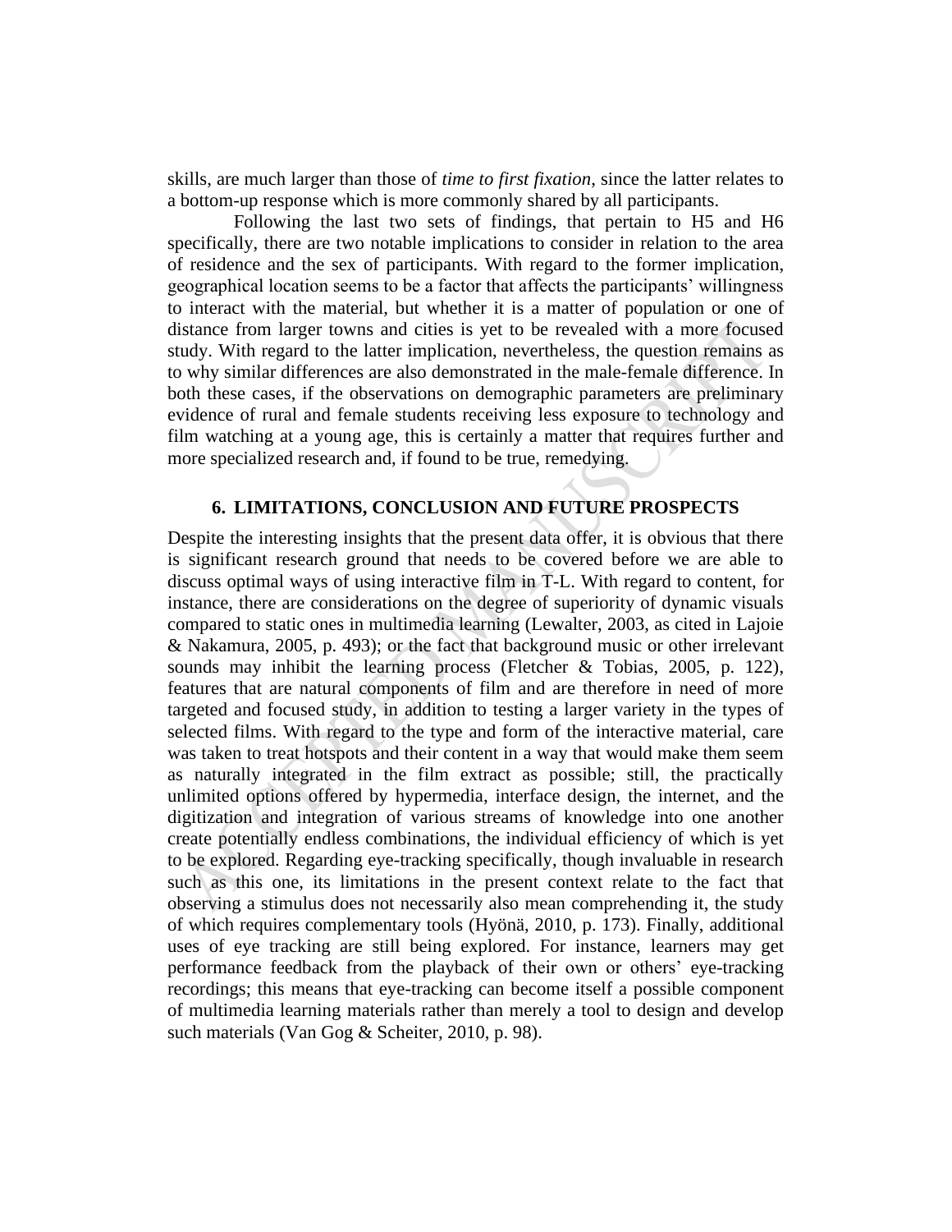skills, are much larger than those of *time to first fixation*, since the latter relates to a bottom-up response which is more commonly shared by all participants.

Following the last two sets of findings, that pertain to H5 and H6 specifically, there are two notable implications to consider in relation to the area of residence and the sex of participants. With regard to the former implication, geographical location seems to be a factor that affects the participants' willingness to interact with the material, but whether it is a matter of population or one of distance from larger towns and cities is yet to be revealed with a more focused study. With regard to the latter implication, nevertheless, the question remains as to why similar differences are also demonstrated in the male-female difference. In both these cases, if the observations on demographic parameters are preliminary evidence of rural and female students receiving less exposure to technology and film watching at a young age, this is certainly a matter that requires further and more specialized research and, if found to be true, remedying.

## 6. LIMITATIONS, CONCLUSION AND FUTURE PROSPECTS

Despite the interesting insights that the present data offer, it is obvious that there is significant research ground that needs to be covered before we are able to discuss optimal ways of using interactive film in T-L. With regard to content, for instance, there are considerations on the degree of superiority of dynamic visuals compared to static ones in multimedia learning (Lewalter, 2003, as cited in Lajoie & Nakamura, 2005, p. 493); or the fact that background music or other irrelevant sounds may inhibit the learning process (Fletcher & Tobias, 2005, p. 122), features that are natural components of film and are therefore in need of more targeted and focused study, in addition to testing a larger variety in the types of selected films. With regard to the type and form of the interactive material, care was taken to treat hotspots and their content in a way that would make them seem as naturally integrated in the film extract as possible; still, the practically unlimited options offered by hypermedia, interface design, the internet, and the digitization and integration of various streams of knowledge into one another create potentially endless combinations, the individual efficiency of which is yet to be explored. Regarding eye-tracking specifically, though invaluable in research such as this one, its limitations in the present context relate to the fact that observing a stimulus does not necessarily also mean comprehending it, the study of which requires complementary tools (Hyönä, 2010, p. 173). Finally, additional uses of eye tracking are still being explored. For instance, learners may get performance feedback from the playback of their own or others' eye-tracking recordings; this means that eye-tracking can become itself a possible component of multimedia learning materials rather than merely a tool to design and develop such materials (Van Gog & Scheiter, 2010, p. 98).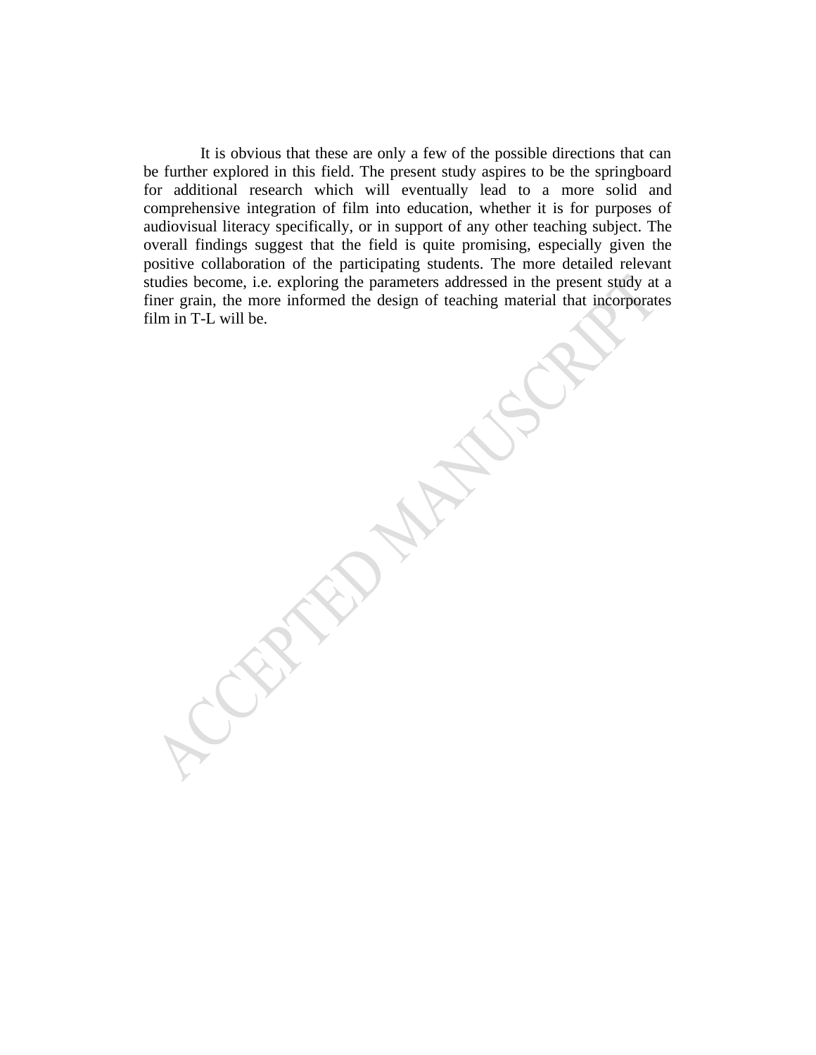It is obvious that these are only a few of the possible directions that can be further explored in this field. The present study aspires to be the springboard for additional research which will eventually lead to a more solid and comprehensive integration of film into education, whether it is for purposes of audiovisual literacy specifically, or in support of any other teaching subject. The overall findings suggest that the field is quite promising, especially given the positive collaboration of the participating students. The more detailed relevant studies become, i.e. exploring the parameters addressed in the present study at a finer grain, the more informed the design of teaching material that incorporates film in T-L will be.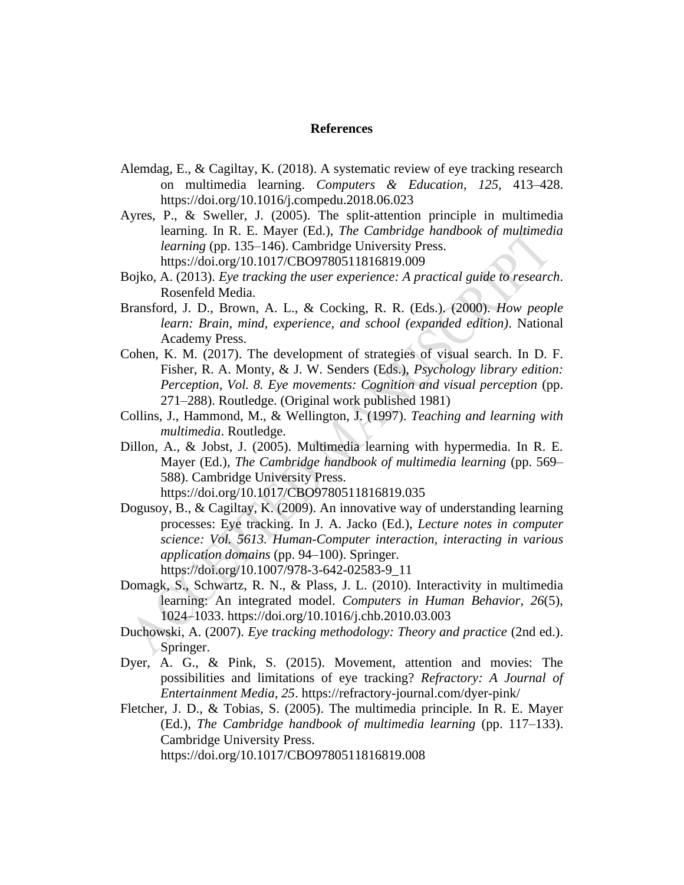## References

Alemdag, E., & Cagiltay, K. (2018). A systematic review of eye tracking research on multimedia learning. *Computers & Education*, *125*, 413–428. https://doi.org/10.1016/j.compedu.2018.06.023

Ayres, P., & Sweller, J. (2005). The split-attention principle in multimedia learning. In R. E. Mayer (Ed.), *The Cambridge handbook of multimedia learning* (pp. 135–146). Cambridge University Press. https://doi.org/10.1017/CBO9780511816819.009

Bojko, A. (2013). *Eye tracking the user experience: A practical guide to research*. Rosenfeld Media.

Bransford, J. D., Brown, A. L., & Cocking, R. R. (Eds.). (2000). *How people learn: Brain, mind, experience, and school (expanded edition)*. National Academy Press.

Cohen, K. M. (2017). The development of strategies of visual search. In D. F. Fisher, R. A. Monty, & J. W. Senders (Eds.), *Psychology library edition: Perception, Vol. 8. Eye movements: Cognition and visual perception* (pp. 271–288). Routledge. (Original work published 1981)

Collins, J., Hammond, M., & Wellington, J. (1997). *Teaching and learning with multimedia*. Routledge.

Dillon, A., & Jobst, J. (2005). Multimedia learning with hypermedia. In R. E. Mayer (Ed.), *The Cambridge handbook of multimedia learning* (pp. 569–588). Cambridge University Press. https://doi.org/10.1017/CBO9780511816819.035

Dogusoy, B., & Cagiltay, K. (2009). An innovative way of understanding learning processes: Eye tracking. In J. A. Jacko (Ed.), *Lecture notes in computer science: Vol. 5613. Human-Computer interaction, interacting in various application domains* (pp. 94–100). Springer. https://doi.org/10.1007/978-3-642-02583-9_11

Domagk, S., Schwartz, R. N., & Plass, J. L. (2010). Interactivity in multimedia learning: An integrated model. *Computers in Human Behavior*, *26*(5), 1024–1033. https://doi.org/10.1016/j.chb.2010.03.003

Duchowski, A. (2007). *Eye tracking methodology: Theory and practice* (2nd ed.). Springer.

Dyer, A. G., & Pink, S. (2015). Movement, attention and movies: The possibilities and limitations of eye tracking? *Refractory: A Journal of Entertainment Media*, *25*. https://refractory-journal.com/dyer-pink/

Fletcher, J. D., & Tobias, S. (2005). The multimedia principle. In R. E. Mayer (Ed.), *The Cambridge handbook of multimedia learning* (pp. 117–133). Cambridge University Press. https://doi.org/10.1017/CBO9780511816819.008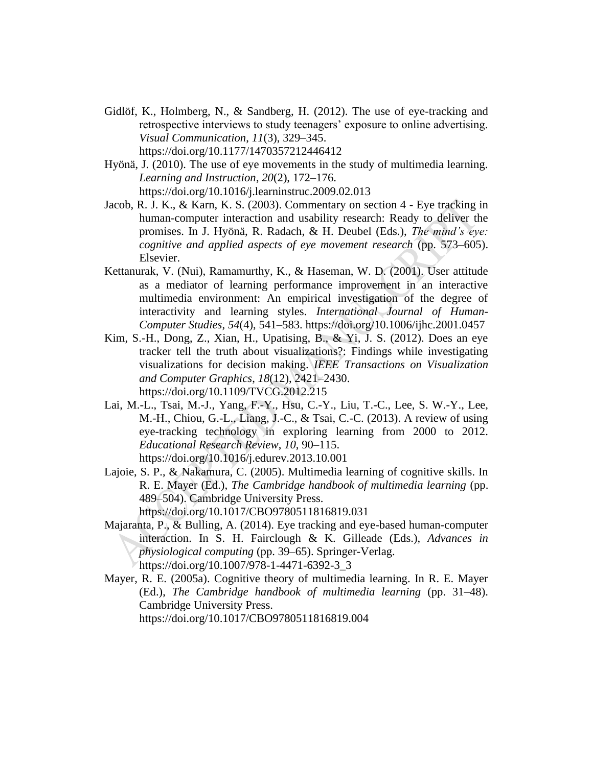Gidlöf, K., Holmberg, N., & Sandberg, H. (2012). The use of eye-tracking and retrospective interviews to study teenagers' exposure to online advertising. *Visual Communication*, *11*(3), 329–345. https://doi.org/10.1177/1470357212446412

Hyönä, J. (2010). The use of eye movements in the study of multimedia learning. *Learning and Instruction*, *20*(2), 172–176. https://doi.org/10.1016/j.learninstruc.2009.02.013

Jacob, R. J. K., & Karn, K. S. (2003). Commentary on section 4 - Eye tracking in human-computer interaction and usability research: Ready to deliver the promises. In J. Hyönä, R. Radach, & H. Deubel (Eds.), *The mind's eye: cognitive and applied aspects of eye movement research* (pp. 573–605). Elsevier.

Kettanurak, V. (Nui), Ramamurthy, K., & Haseman, W. D. (2001). User attitude as a mediator of learning performance improvement in an interactive multimedia environment: An empirical investigation of the degree of interactivity and learning styles. *International Journal of Human-Computer Studies*, *54*(4), 541–583. https://doi.org/10.1006/ijhc.2001.0457

Kim, S.-H., Dong, Z., Xian, H., Upatising, B., & Yi, J. S. (2012). Does an eye tracker tell the truth about visualizations?: Findings while investigating visualizations for decision making. *IEEE Transactions on Visualization and Computer Graphics*, *18*(12), 2421–2430. https://doi.org/10.1109/TVCG.2012.215

Lai, M.-L., Tsai, M.-J., Yang, F.-Y., Hsu, C.-Y., Liu, T.-C., Lee, S. W.-Y., Lee, M.-H., Chiou, G.-L., Liang, J.-C., & Tsai, C.-C. (2013). A review of using eye-tracking technology in exploring learning from 2000 to 2012. *Educational Research Review*, *10*, 90–115. https://doi.org/10.1016/j.edurev.2013.10.001

Lajoie, S. P., & Nakamura, C. (2005). Multimedia learning of cognitive skills. In R. E. Mayer (Ed.), *The Cambridge handbook of multimedia learning* (pp. 489–504). Cambridge University Press. https://doi.org/10.1017/CBO9780511816819.031

Majaranta, P., & Bulling, A. (2014). Eye tracking and eye-based human-computer interaction. In S. H. Fairclough & K. Gilleade (Eds.), *Advances in physiological computing* (pp. 39–65). Springer-Verlag. https://doi.org/10.1007/978-1-4471-6392-3_3

Mayer, R. E. (2005a). Cognitive theory of multimedia learning. In R. E. Mayer (Ed.), *The Cambridge handbook of multimedia learning* (pp. 31–48). Cambridge University Press. https://doi.org/10.1017/CBO9780511816819.004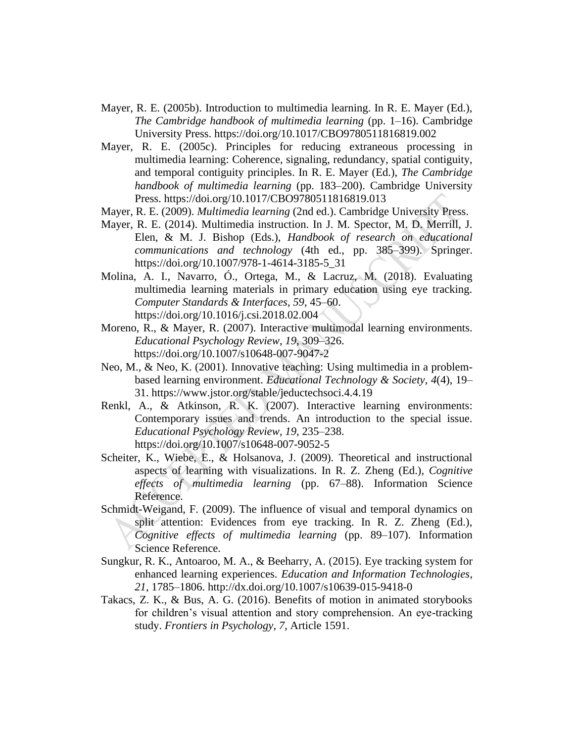Mayer, R. E. (2005b). Introduction to multimedia learning. In R. E. Mayer (Ed.), *The Cambridge handbook of multimedia learning* (pp. 1–16). Cambridge University Press. https://doi.org/10.1017/CBO9780511816819.002

Mayer, R. E. (2005c). Principles for reducing extraneous processing in multimedia learning: Coherence, signaling, redundancy, spatial contiguity, and temporal contiguity principles. In R. E. Mayer (Ed.), *The Cambridge handbook of multimedia learning* (pp. 183–200). Cambridge University Press. https://doi.org/10.1017/CBO9780511816819.013

Mayer, R. E. (2009). *Multimedia learning* (2nd ed.). Cambridge University Press.

Mayer, R. E. (2014). Multimedia instruction. In J. M. Spector, M. D. Merrill, J. Elen, & M. J. Bishop (Eds.), *Handbook of research on educational communications and technology* (4th ed., pp. 385–399). Springer. https://doi.org/10.1007/978-1-4614-3185-5_31

Molina, A. I., Navarro, Ó., Ortega, M., & Lacruz, M. (2018). Evaluating multimedia learning materials in primary education using eye tracking. *Computer Standards & Interfaces*, *59*, 45–60. https://doi.org/10.1016/j.csi.2018.02.004

Moreno, R., & Mayer, R. (2007). Interactive multimodal learning environments. *Educational Psychology Review*, *19*, 309–326. https://doi.org/10.1007/s10648-007-9047-2

Neo, M., & Neo, K. (2001). Innovative teaching: Using multimedia in a problem-based learning environment. *Educational Technology & Society*, *4*(4), 19–31. https://www.jstor.org/stable/jeductechsoci.4.4.19

Renkl, A., & Atkinson, R. K. (2007). Interactive learning environments: Contemporary issues and trends. An introduction to the special issue. *Educational Psychology Review*, *19*, 235–238. https://doi.org/10.1007/s10648-007-9052-5

Scheiter, K., Wiebe, E., & Holsanova, J. (2009). Theoretical and instructional aspects of learning with visualizations. In R. Z. Zheng (Ed.), *Cognitive effects of multimedia learning* (pp. 67–88). Information Science Reference.

Schmidt-Weigand, F. (2009). The influence of visual and temporal dynamics on split attention: Evidences from eye tracking. In R. Z. Zheng (Ed.), *Cognitive effects of multimedia learning* (pp. 89–107). Information Science Reference.

Sungkur, R. K., Antoaroo, M. A., & Beeharry, A. (2015). Eye tracking system for enhanced learning experiences. *Education and Information Technologies*, *21*, 1785–1806. http://dx.doi.org/10.1007/s10639-015-9418-0

Takacs, Z. K., & Bus, A. G. (2016). Benefits of motion in animated storybooks for children's visual attention and story comprehension. An eye-tracking study. *Frontiers in Psychology*, *7*, Article 1591.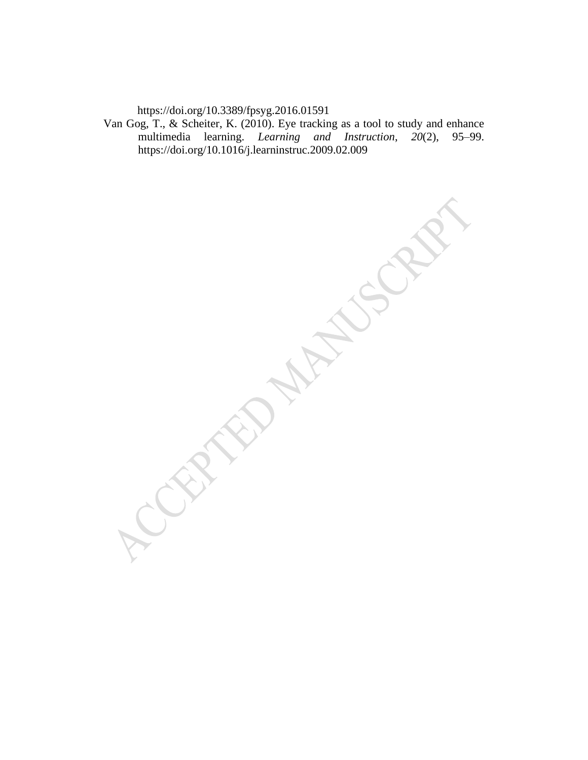https://doi.org/10.3389/fpsyg.2016.01591

Van Gog, T., & Scheiter, K. (2010). Eye tracking as a tool to study and enhance multimedia learning. *Learning and Instruction*, *20*(2), 95–99. https://doi.org/10.1016/j.learninstruc.2009.02.009